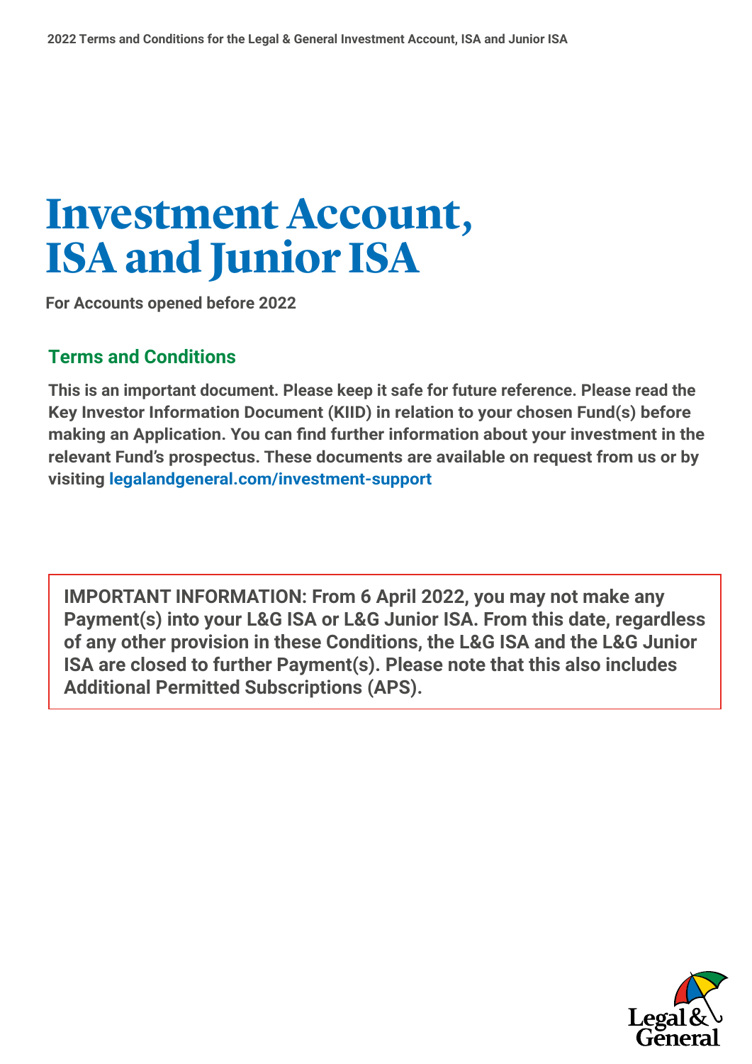# Investment Account, ISA and Junior ISA

**For Accounts opened before 2022**

## Terms and Conditions

**This is an important document. Please keep it safe for future reference. Please read the Key Investor Information Document (KIID) in relation to your chosen Fund(s) before making an Application. You can find further information about your investment in the relevant Fund's prospectus. These documents are available on request from us or by visiting legalandgeneral.com/investment-support**

**IMPORTANT INFORMATION: From 6 April 2022, you may not make any Payment(s) into your L&G ISA or L&G Junior ISA. From this date, regardless of any other provision in these Conditions, the L&G ISA and the L&G Junior ISA are closed to further Payment(s). Please note that this also includes Additional Permitted Subscriptions (APS).**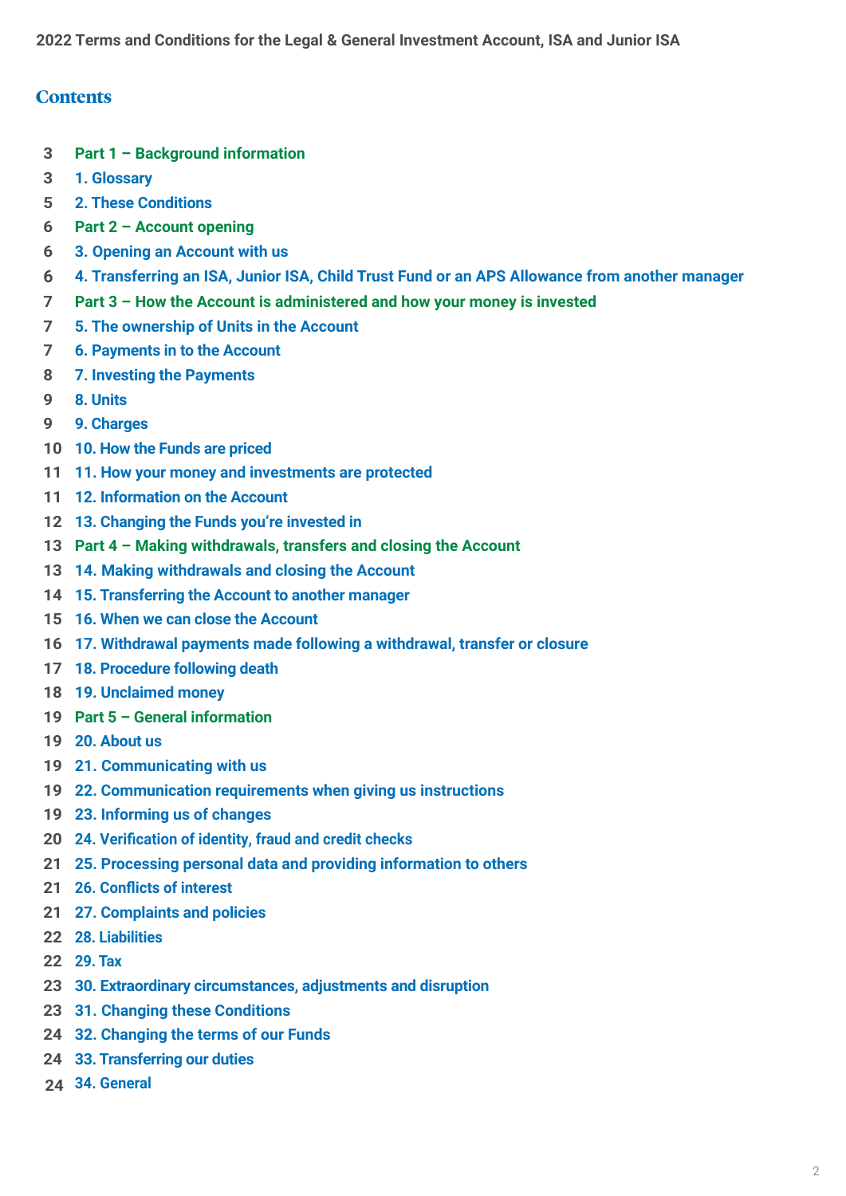2022 Terms and Conditions for the Legal & General Investment Account, ISA and Junior ISA

## Contents

3 **Part 1 – Background information**

3 1. Glossary

5 2. These Conditions

6 **Part 2 – Account opening**

6 3. Opening an Account with us

6 4. Transferring an ISA, Junior ISA, Child Trust Fund or an APS Allowance from another manager

7 **Part 3 – How the Account is administered and how your money is invested**

7 5. The ownership of Units in the Account

7 6. Payments in to the Account

8 7. Investing the Payments

9 8. Units

9 9. Charges

10 10. How the Funds are priced

11 11. How your money and investments are protected

11 12. Information on the Account

12 13. Changing the Funds you're invested in

13 **Part 4 – Making withdrawals, transfers and closing the Account**

13 14. Making withdrawals and closing the Account

14 15. Transferring the Account to another manager

15 16. When we can close the Account

16 17. Withdrawal payments made following a withdrawal, transfer or closure

17 18. Procedure following death

18 19. Unclaimed money

19 **Part 5 – General information**

19 20. About us

19 21. Communicating with us

19 22. Communication requirements when giving us instructions

19 23. Informing us of changes

20 24. Verification of identity, fraud and credit checks

21 25. Processing personal data and providing information to others

21 26. Conflicts of interest

21 27. Complaints and policies

22 28. Liabilities

22 29. Tax

23 30. Extraordinary circumstances, adjustments and disruption

23 31. Changing these Conditions

24 32. Changing the terms of our Funds

24 33. Transferring our duties

24 34. General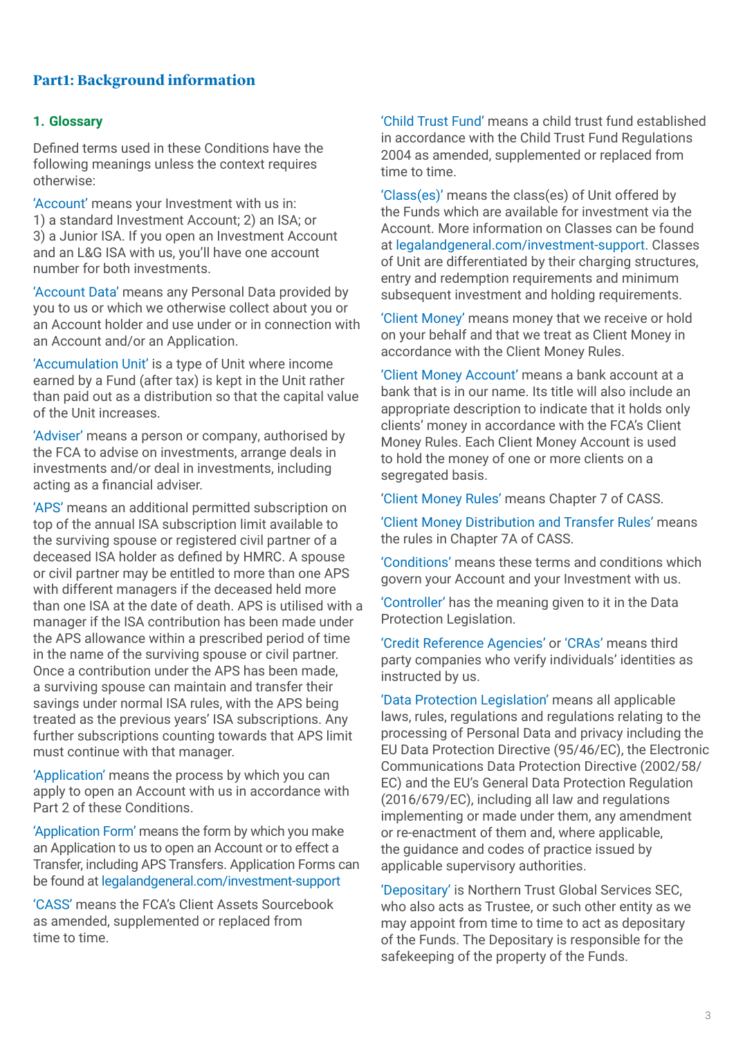## Part1: Background information

### 1. Glossary

Defined terms used in these Conditions have the following meanings unless the context requires otherwise:

'Account' means your Investment with us in: 1) a standard Investment Account; 2) an ISA; or 3) a Junior ISA. If you open an Investment Account and an L&G ISA with us, you'll have one account number for both investments.

'Account Data' means any Personal Data provided by you to us or which we otherwise collect about you or an Account holder and use under or in connection with an Account and/or an Application.

'Accumulation Unit' is a type of Unit where income earned by a Fund (after tax) is kept in the Unit rather than paid out as a distribution so that the capital value of the Unit increases.

'Adviser' means a person or company, authorised by the FCA to advise on investments, arrange deals in investments and/or deal in investments, including acting as a financial adviser.

'APS' means an additional permitted subscription on top of the annual ISA subscription limit available to the surviving spouse or registered civil partner of a deceased ISA holder as defined by HMRC. A spouse or civil partner may be entitled to more than one APS with different managers if the deceased held more than one ISA at the date of death. APS is utilised with a manager if the ISA contribution has been made under the APS allowance within a prescribed period of time in the name of the surviving spouse or civil partner. Once a contribution under the APS has been made, a surviving spouse can maintain and transfer their savings under normal ISA rules, with the APS being treated as the previous years' ISA subscriptions. Any further subscriptions counting towards that APS limit must continue with that manager.

'Application' means the process by which you can apply to open an Account with us in accordance with Part 2 of these Conditions.

'Application Form' means the form by which you make an Application to us to open an Account or to effect a Transfer, including APS Transfers. Application Forms can be found at legalandgeneral.com/investment-support

'CASS' means the FCA's Client Assets Sourcebook as amended, supplemented or replaced from time to time.

'Child Trust Fund' means a child trust fund established in accordance with the Child Trust Fund Regulations 2004 as amended, supplemented or replaced from time to time.

'Class(es)' means the class(es) of Unit offered by the Funds which are available for investment via the Account. More information on Classes can be found at legalandgeneral.com/investment-support. Classes of Unit are differentiated by their charging structures, entry and redemption requirements and minimum subsequent investment and holding requirements.

'Client Money' means money that we receive or hold on your behalf and that we treat as Client Money in accordance with the Client Money Rules.

'Client Money Account' means a bank account at a bank that is in our name. Its title will also include an appropriate description to indicate that it holds only clients' money in accordance with the FCA's Client Money Rules. Each Client Money Account is used to hold the money of one or more clients on a segregated basis.

'Client Money Rules' means Chapter 7 of CASS.

'Client Money Distribution and Transfer Rules' means the rules in Chapter 7A of CASS.

'Conditions' means these terms and conditions which govern your Account and your Investment with us.

'Controller' has the meaning given to it in the Data Protection Legislation.

'Credit Reference Agencies' or 'CRAs' means third party companies who verify individuals' identities as instructed by us.

'Data Protection Legislation' means all applicable laws, rules, regulations and regulations relating to the processing of Personal Data and privacy including the EU Data Protection Directive (95/46/EC), the Electronic Communications Data Protection Directive (2002/58/EC) and the EU's General Data Protection Regulation (2016/679/EC), including all law and regulations implementing or made under them, any amendment or re-enactment of them and, where applicable, the guidance and codes of practice issued by applicable supervisory authorities.

'Depositary' is Northern Trust Global Services SEC, who also acts as Trustee, or such other entity as we may appoint from time to time to act as depositary of the Funds. The Depositary is responsible for the safekeeping of the property of the Funds.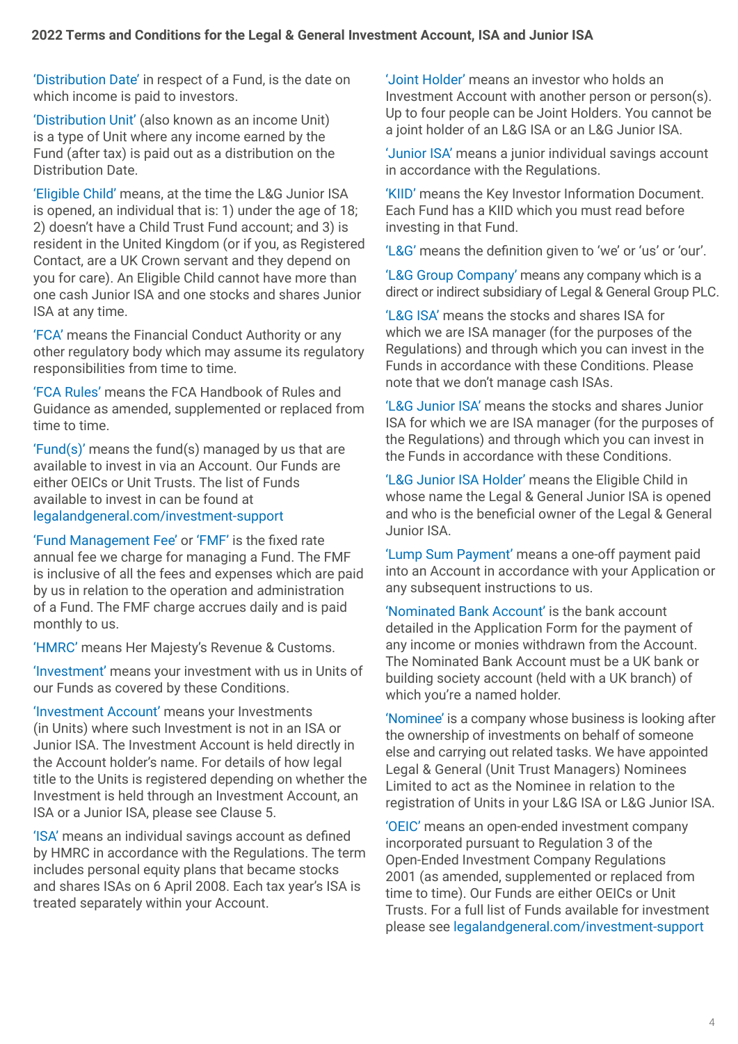'Distribution Date' in respect of a Fund, is the date on which income is paid to investors.

'Distribution Unit' (also known as an income Unit) is a type of Unit where any income earned by the Fund (after tax) is paid out as a distribution on the Distribution Date.

'Eligible Child' means, at the time the L&G Junior ISA is opened, an individual that is: 1) under the age of 18; 2) doesn't have a Child Trust Fund account; and 3) is resident in the United Kingdom (or if you, as Registered Contact, are a UK Crown servant and they depend on you for care). An Eligible Child cannot have more than one cash Junior ISA and one stocks and shares Junior ISA at any time.

'FCA' means the Financial Conduct Authority or any other regulatory body which may assume its regulatory responsibilities from time to time.

'FCA Rules' means the FCA Handbook of Rules and Guidance as amended, supplemented or replaced from time to time.

'Fund(s)' means the fund(s) managed by us that are available to invest in via an Account. Our Funds are either OEICs or Unit Trusts. The list of Funds available to invest in can be found at legalandgeneral.com/investment-support

'Fund Management Fee' or 'FMF' is the fixed rate annual fee we charge for managing a Fund. The FMF is inclusive of all the fees and expenses which are paid by us in relation to the operation and administration of a Fund. The FMF charge accrues daily and is paid monthly to us.

'HMRC' means Her Majesty's Revenue & Customs.

'Investment' means your investment with us in Units of our Funds as covered by these Conditions.

'Investment Account' means your Investments (in Units) where such Investment is not in an ISA or Junior ISA. The Investment Account is held directly in the Account holder's name. For details of how legal title to the Units is registered depending on whether the Investment is held through an Investment Account, an ISA or a Junior ISA, please see Clause 5.

'ISA' means an individual savings account as defined by HMRC in accordance with the Regulations. The term includes personal equity plans that became stocks and shares ISAs on 6 April 2008. Each tax year's ISA is treated separately within your Account.

'Joint Holder' means an investor who holds an Investment Account with another person or person(s). Up to four people can be Joint Holders. You cannot be a joint holder of an L&G ISA or an L&G Junior ISA.

'Junior ISA' means a junior individual savings account in accordance with the Regulations.

'KIID' means the Key Investor Information Document. Each Fund has a KIID which you must read before investing in that Fund.

'L&G' means the definition given to 'we' or 'us' or 'our'.

'L&G Group Company' means any company which is a direct or indirect subsidiary of Legal & General Group PLC.

'L&G ISA' means the stocks and shares ISA for which we are ISA manager (for the purposes of the Regulations) and through which you can invest in the Funds in accordance with these Conditions. Please note that we don't manage cash ISAs.

'L&G Junior ISA' means the stocks and shares Junior ISA for which we are ISA manager (for the purposes of the Regulations) and through which you can invest in the Funds in accordance with these Conditions.

'L&G Junior ISA Holder' means the Eligible Child in whose name the Legal & General Junior ISA is opened and who is the beneficial owner of the Legal & General Junior ISA.

'Lump Sum Payment' means a one-off payment paid into an Account in accordance with your Application or any subsequent instructions to us.

'Nominated Bank Account' is the bank account detailed in the Application Form for the payment of any income or monies withdrawn from the Account. The Nominated Bank Account must be a UK bank or building society account (held with a UK branch) of which you're a named holder.

'Nominee' is a company whose business is looking after the ownership of investments on behalf of someone else and carrying out related tasks. We have appointed Legal & General (Unit Trust Managers) Nominees Limited to act as the Nominee in relation to the registration of Units in your L&G ISA or L&G Junior ISA.

'OEIC' means an open-ended investment company incorporated pursuant to Regulation 3 of the Open-Ended Investment Company Regulations 2001 (as amended, supplemented or replaced from time to time). Our Funds are either OEICs or Unit Trusts. For a full list of Funds available for investment please see legalandgeneral.com/investment-support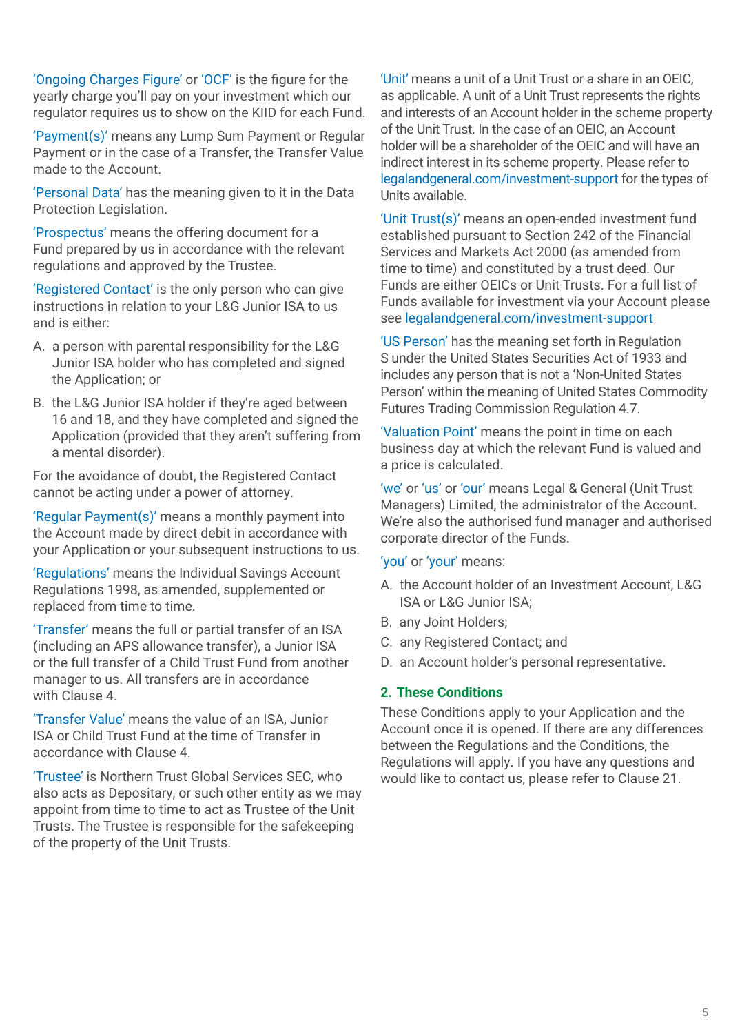'Ongoing Charges Figure' or 'OCF' is the figure for the yearly charge you'll pay on your investment which our regulator requires us to show on the KIID for each Fund.

'Payment(s)' means any Lump Sum Payment or Regular Payment or in the case of a Transfer, the Transfer Value made to the Account.

'Personal Data' has the meaning given to it in the Data Protection Legislation.

'Prospectus' means the offering document for a Fund prepared by us in accordance with the relevant regulations and approved by the Trustee.

'Registered Contact' is the only person who can give instructions in relation to your L&G Junior ISA to us and is either:

A. a person with parental responsibility for the L&G Junior ISA holder who has completed and signed the Application; or

B. the L&G Junior ISA holder if they're aged between 16 and 18, and they have completed and signed the Application (provided that they aren't suffering from a mental disorder).

For the avoidance of doubt, the Registered Contact cannot be acting under a power of attorney.

'Regular Payment(s)' means a monthly payment into the Account made by direct debit in accordance with your Application or your subsequent instructions to us.

'Regulations' means the Individual Savings Account Regulations 1998, as amended, supplemented or replaced from time to time.

'Transfer' means the full or partial transfer of an ISA (including an APS allowance transfer), a Junior ISA or the full transfer of a Child Trust Fund from another manager to us. All transfers are in accordance with Clause 4.

'Transfer Value' means the value of an ISA, Junior ISA or Child Trust Fund at the time of Transfer in accordance with Clause 4.

'Trustee' is Northern Trust Global Services SEC, who also acts as Depositary, or such other entity as we may appoint from time to time to act as Trustee of the Unit Trusts. The Trustee is responsible for the safekeeping of the property of the Unit Trusts.

'Unit' means a unit of a Unit Trust or a share in an OEIC, as applicable. A unit of a Unit Trust represents the rights and interests of an Account holder in the scheme property of the Unit Trust. In the case of an OEIC, an Account holder will be a shareholder of the OEIC and will have an indirect interest in its scheme property. Please refer to legalandgeneral.com/investment-support for the types of Units available.

'Unit Trust(s)' means an open-ended investment fund established pursuant to Section 242 of the Financial Services and Markets Act 2000 (as amended from time to time) and constituted by a trust deed. Our Funds are either OEICs or Unit Trusts. For a full list of Funds available for investment via your Account please see legalandgeneral.com/investment-support

'US Person' has the meaning set forth in Regulation S under the United States Securities Act of 1933 and includes any person that is not a 'Non-United States Person' within the meaning of United States Commodity Futures Trading Commission Regulation 4.7.

'Valuation Point' means the point in time on each business day at which the relevant Fund is valued and a price is calculated.

'we' or 'us' or 'our' means Legal & General (Unit Trust Managers) Limited, the administrator of the Account. We're also the authorised fund manager and authorised corporate director of the Funds.

'you' or 'your' means:

A. the Account holder of an Investment Account, L&G ISA or L&G Junior ISA;

B. any Joint Holders;

C. any Registered Contact; and

D. an Account holder's personal representative.

## 2. These Conditions

These Conditions apply to your Application and the Account once it is opened. If there are any differences between the Regulations and the Conditions, the Regulations will apply. If you have any questions and would like to contact us, please refer to Clause 21.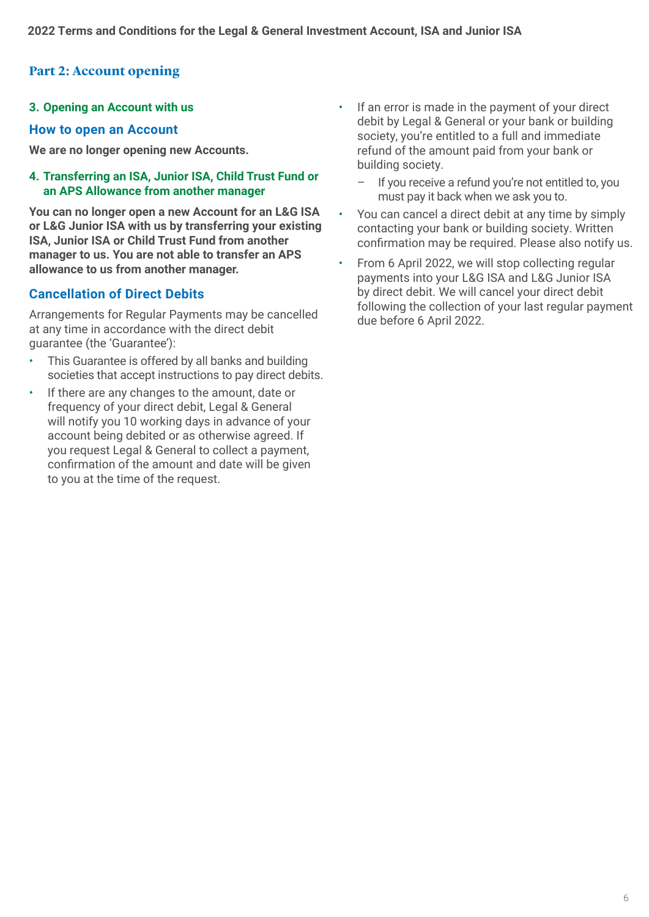## Part 2: Account opening

### 3. Opening an Account with us

### How to open an Account

**We are no longer opening new Accounts.**

### 4. Transferring an ISA, Junior ISA, Child Trust Fund or an APS Allowance from another manager

**You can no longer open a new Account for an L&G ISA or L&G Junior ISA with us by transferring your existing ISA, Junior ISA or Child Trust Fund from another manager to us. You are not able to transfer an APS allowance to us from another manager.**

### Cancellation of Direct Debits

Arrangements for Regular Payments may be cancelled at any time in accordance with the direct debit guarantee (the 'Guarantee'):

- This Guarantee is offered by all banks and building societies that accept instructions to pay direct debits.
- If there are any changes to the amount, date or frequency of your direct debit, Legal & General will notify you 10 working days in advance of your account being debited or as otherwise agreed. If you request Legal & General to collect a payment, confirmation of the amount and date will be given to you at the time of the request.
- If an error is made in the payment of your direct debit by Legal & General or your bank or building society, you're entitled to a full and immediate refund of the amount paid from your bank or building society.
  - If you receive a refund you're not entitled to, you must pay it back when we ask you to.
- You can cancel a direct debit at any time by simply contacting your bank or building society. Written confirmation may be required. Please also notify us.
- From 6 April 2022, we will stop collecting regular payments into your L&G ISA and L&G Junior ISA by direct debit. We will cancel your direct debit following the collection of your last regular payment due before 6 April 2022.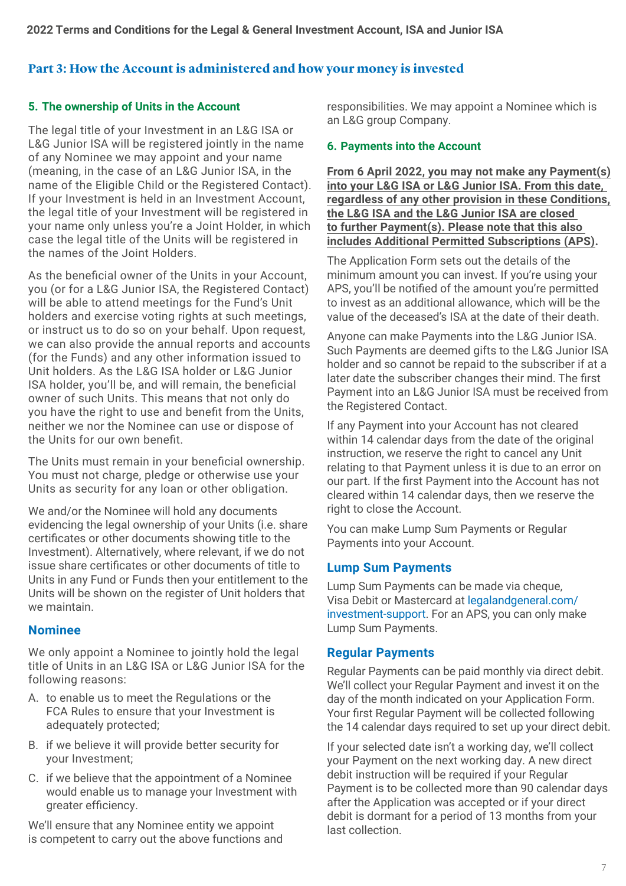## Part 3: How the Account is administered and how your money is invested

### 5. The ownership of Units in the Account

The legal title of your Investment in an L&G ISA or L&G Junior ISA will be registered jointly in the name of any Nominee we may appoint and your name (meaning, in the case of an L&G Junior ISA, in the name of the Eligible Child or the Registered Contact). If your Investment is held in an Investment Account, the legal title of your Investment will be registered in your name only unless you're a Joint Holder, in which case the legal title of the Units will be registered in the names of the Joint Holders.

As the beneficial owner of the Units in your Account, you (or for a L&G Junior ISA, the Registered Contact) will be able to attend meetings for the Fund's Unit holders and exercise voting rights at such meetings, or instruct us to do so on your behalf. Upon request, we can also provide the annual reports and accounts (for the Funds) and any other information issued to Unit holders. As the L&G ISA holder or L&G Junior ISA holder, you'll be, and will remain, the beneficial owner of such Units. This means that not only do you have the right to use and benefit from the Units, neither we nor the Nominee can use or dispose of the Units for our own benefit.

The Units must remain in your beneficial ownership. You must not charge, pledge or otherwise use your Units as security for any loan or other obligation.

We and/or the Nominee will hold any documents evidencing the legal ownership of your Units (i.e. share certificates or other documents showing title to the Investment). Alternatively, where relevant, if we do not issue share certificates or other documents of title to Units in any Fund or Funds then your entitlement to the Units will be shown on the register of Unit holders that we maintain.

#### Nominee

We only appoint a Nominee to jointly hold the legal title of Units in an L&G ISA or L&G Junior ISA for the following reasons:

A. to enable us to meet the Regulations or the FCA Rules to ensure that your Investment is adequately protected;

B. if we believe it will provide better security for your Investment;

C. if we believe that the appointment of a Nominee would enable us to manage your Investment with greater efficiency.

We'll ensure that any Nominee entity we appoint is competent to carry out the above functions and responsibilities. We may appoint a Nominee which is an L&G group Company.

### 6. Payments into the Account

**From 6 April 2022, you may not make any Payment(s) into your L&G ISA or L&G Junior ISA. From this date, regardless of any other provision in these Conditions, the L&G ISA and the L&G Junior ISA are closed to further Payment(s). Please note that this also includes Additional Permitted Subscriptions (APS).**

The Application Form sets out the details of the minimum amount you can invest. If you're using your APS, you'll be notified of the amount you're permitted to invest as an additional allowance, which will be the value of the deceased's ISA at the date of their death.

Anyone can make Payments into the L&G Junior ISA. Such Payments are deemed gifts to the L&G Junior ISA holder and so cannot be repaid to the subscriber if at a later date the subscriber changes their mind. The first Payment into an L&G Junior ISA must be received from the Registered Contact.

If any Payment into your Account has not cleared within 14 calendar days from the date of the original instruction, we reserve the right to cancel any Unit relating to that Payment unless it is due to an error on our part. If the first Payment into the Account has not cleared within 14 calendar days, then we reserve the right to close the Account.

You can make Lump Sum Payments or Regular Payments into your Account.

#### Lump Sum Payments

Lump Sum Payments can be made via cheque, Visa Debit or Mastercard at legalandgeneral.com/investment-support. For an APS, you can only make Lump Sum Payments.

#### Regular Payments

Regular Payments can be paid monthly via direct debit. We'll collect your Regular Payment and invest it on the day of the month indicated on your Application Form. Your first Regular Payment will be collected following the 14 calendar days required to set up your direct debit.

If your selected date isn't a working day, we'll collect your Payment on the next working day. A new direct debit instruction will be required if your Regular Payment is to be collected more than 90 calendar days after the Application was accepted or if your direct debit is dormant for a period of 13 months from your last collection.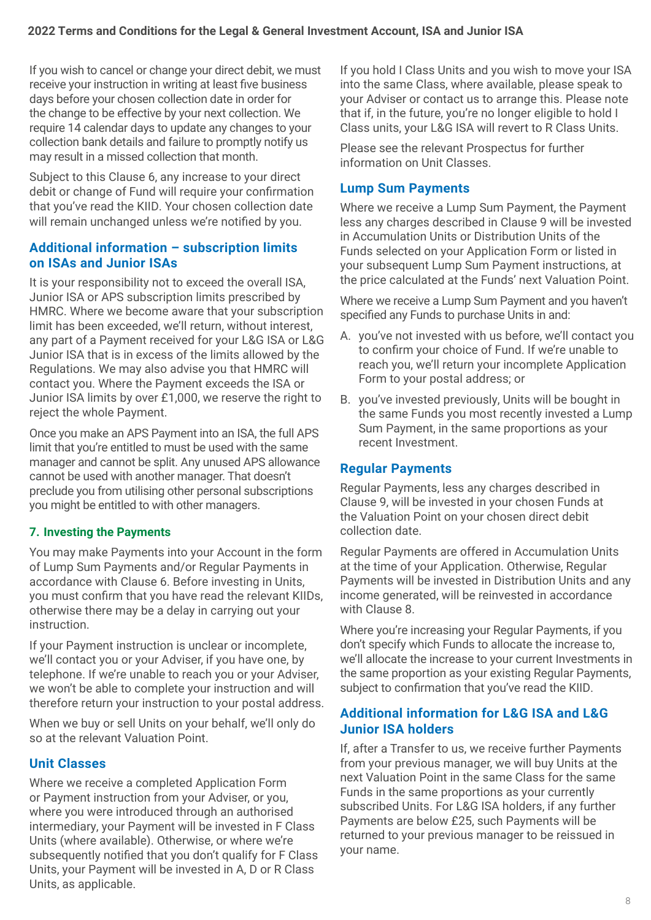If you wish to cancel or change your direct debit, we must receive your instruction in writing at least five business days before your chosen collection date in order for the change to be effective by your next collection. We require 14 calendar days to update any changes to your collection bank details and failure to promptly notify us may result in a missed collection that month.

Subject to this Clause 6, any increase to your direct debit or change of Fund will require your confirmation that you've read the KIID. Your chosen collection date will remain unchanged unless we're notified by you.

### Additional information – subscription limits on ISAs and Junior ISAs

It is your responsibility not to exceed the overall ISA, Junior ISA or APS subscription limits prescribed by HMRC. Where we become aware that your subscription limit has been exceeded, we'll return, without interest, any part of a Payment received for your L&G ISA or L&G Junior ISA that is in excess of the limits allowed by the Regulations. We may also advise you that HMRC will contact you. Where the Payment exceeds the ISA or Junior ISA limits by over £1,000, we reserve the right to reject the whole Payment.

Once you make an APS Payment into an ISA, the full APS limit that you're entitled to must be used with the same manager and cannot be split. Any unused APS allowance cannot be used with another manager. That doesn't preclude you from utilising other personal subscriptions you might be entitled to with other managers.

## 7. Investing the Payments

You may make Payments into your Account in the form of Lump Sum Payments and/or Regular Payments in accordance with Clause 6. Before investing in Units, you must confirm that you have read the relevant KIIDs, otherwise there may be a delay in carrying out your instruction.

If your Payment instruction is unclear or incomplete, we'll contact you or your Adviser, if you have one, by telephone. If we're unable to reach you or your Adviser, we won't be able to complete your instruction and will therefore return your instruction to your postal address.

When we buy or sell Units on your behalf, we'll only do so at the relevant Valuation Point.

### Unit Classes

Where we receive a completed Application Form or Payment instruction from your Adviser, or you, where you were introduced through an authorised intermediary, your Payment will be invested in F Class Units (where available). Otherwise, or where we're subsequently notified that you don't qualify for F Class Units, your Payment will be invested in A, D or R Class Units, as applicable.

If you hold I Class Units and you wish to move your ISA into the same Class, where available, please speak to your Adviser or contact us to arrange this. Please note that if, in the future, you're no longer eligible to hold I Class units, your L&G ISA will revert to R Class Units.

Please see the relevant Prospectus for further information on Unit Classes.

### Lump Sum Payments

Where we receive a Lump Sum Payment, the Payment less any charges described in Clause 9 will be invested in Accumulation Units or Distribution Units of the Funds selected on your Application Form or listed in your subsequent Lump Sum Payment instructions, at the price calculated at the Funds' next Valuation Point.

Where we receive a Lump Sum Payment and you haven't specified any Funds to purchase Units in and:

A. you've not invested with us before, we'll contact you to confirm your choice of Fund. If we're unable to reach you, we'll return your incomplete Application Form to your postal address; or

B. you've invested previously, Units will be bought in the same Funds you most recently invested a Lump Sum Payment, in the same proportions as your recent Investment.

### Regular Payments

Regular Payments, less any charges described in Clause 9, will be invested in your chosen Funds at the Valuation Point on your chosen direct debit collection date.

Regular Payments are offered in Accumulation Units at the time of your Application. Otherwise, Regular Payments will be invested in Distribution Units and any income generated, will be reinvested in accordance with Clause 8.

Where you're increasing your Regular Payments, if you don't specify which Funds to allocate the increase to, we'll allocate the increase to your current Investments in the same proportion as your existing Regular Payments, subject to confirmation that you've read the KIID.

### Additional information for L&G ISA and L&G Junior ISA holders

If, after a Transfer to us, we receive further Payments from your previous manager, we will buy Units at the next Valuation Point in the same Class for the same Funds in the same proportions as your currently subscribed Units. For L&G ISA holders, if any further Payments are below £25, such Payments will be returned to your previous manager to be reissued in your name.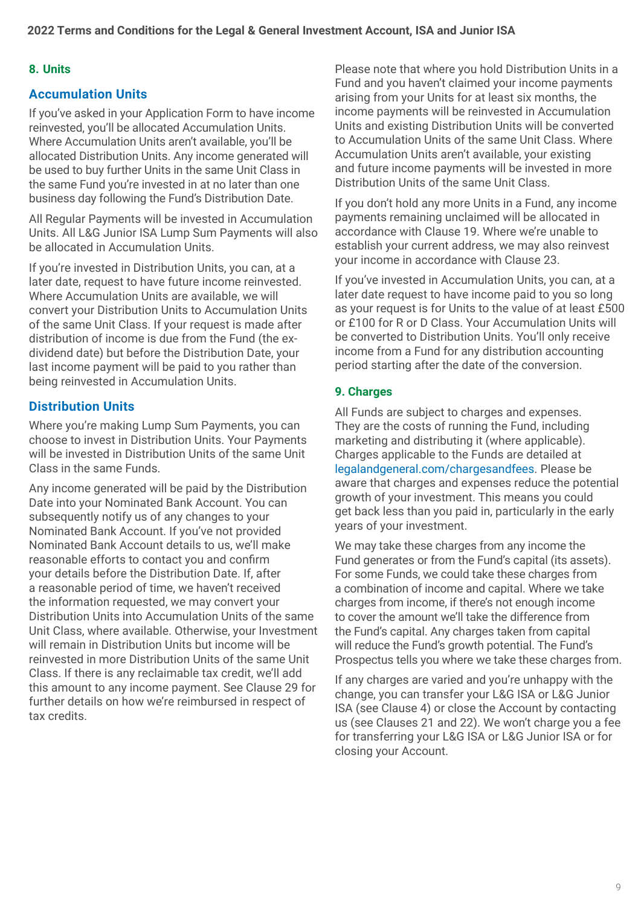## 8. Units

### Accumulation Units

If you've asked in your Application Form to have income reinvested, you'll be allocated Accumulation Units. Where Accumulation Units aren't available, you'll be allocated Distribution Units. Any income generated will be used to buy further Units in the same Unit Class in the same Fund you're invested in at no later than one business day following the Fund's Distribution Date.

All Regular Payments will be invested in Accumulation Units. All L&G Junior ISA Lump Sum Payments will also be allocated in Accumulation Units.

If you're invested in Distribution Units, you can, at a later date, request to have future income reinvested. Where Accumulation Units are available, we will convert your Distribution Units to Accumulation Units of the same Unit Class. If your request is made after distribution of income is due from the Fund (the ex-dividend date) but before the Distribution Date, your last income payment will be paid to you rather than being reinvested in Accumulation Units.

### Distribution Units

Where you're making Lump Sum Payments, you can choose to invest in Distribution Units. Your Payments will be invested in Distribution Units of the same Unit Class in the same Funds.

Any income generated will be paid by the Distribution Date into your Nominated Bank Account. You can subsequently notify us of any changes to your Nominated Bank Account. If you've not provided Nominated Bank Account details to us, we'll make reasonable efforts to contact you and confirm your details before the Distribution Date. If, after a reasonable period of time, we haven't received the information requested, we may convert your Distribution Units into Accumulation Units of the same Unit Class, where available. Otherwise, your Investment will remain in Distribution Units but income will be reinvested in more Distribution Units of the same Unit Class. If there is any reclaimable tax credit, we'll add this amount to any income payment. See Clause 29 for further details on how we're reimbursed in respect of tax credits.

Please note that where you hold Distribution Units in a Fund and you haven't claimed your income payments arising from your Units for at least six months, the income payments will be reinvested in Accumulation Units and existing Distribution Units will be converted to Accumulation Units of the same Unit Class. Where Accumulation Units aren't available, your existing and future income payments will be invested in more Distribution Units of the same Unit Class.

If you don't hold any more Units in a Fund, any income payments remaining unclaimed will be allocated in accordance with Clause 19. Where we're unable to establish your current address, we may also reinvest your income in accordance with Clause 23.

If you've invested in Accumulation Units, you can, at a later date request to have income paid to you so long as your request is for Units to the value of at least £500 or £100 for R or D Class. Your Accumulation Units will be converted to Distribution Units. You'll only receive income from a Fund for any distribution accounting period starting after the date of the conversion.

## 9. Charges

All Funds are subject to charges and expenses. They are the costs of running the Fund, including marketing and distributing it (where applicable). Charges applicable to the Funds are detailed at legalandgeneral.com/chargesandfees. Please be aware that charges and expenses reduce the potential growth of your investment. This means you could get back less than you paid in, particularly in the early years of your investment.

We may take these charges from any income the Fund generates or from the Fund's capital (its assets). For some Funds, we could take these charges from a combination of income and capital. Where we take charges from income, if there's not enough income to cover the amount we'll take the difference from the Fund's capital. Any charges taken from capital will reduce the Fund's growth potential. The Fund's Prospectus tells you where we take these charges from.

If any charges are varied and you're unhappy with the change, you can transfer your L&G ISA or L&G Junior ISA (see Clause 4) or close the Account by contacting us (see Clauses 21 and 22). We won't charge you a fee for transferring your L&G ISA or L&G Junior ISA or for closing your Account.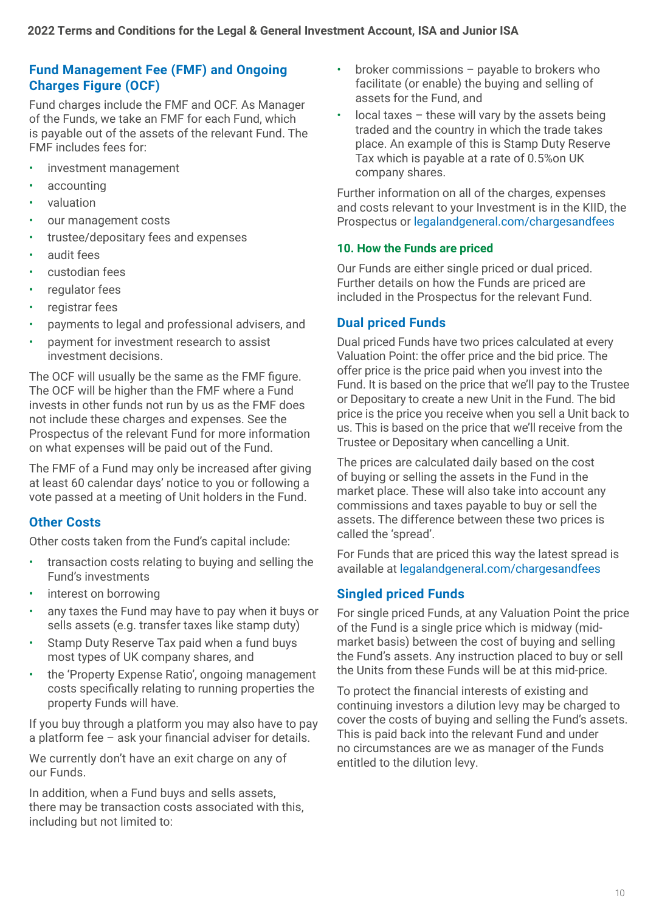## Fund Management Fee (FMF) and Ongoing Charges Figure (OCF)

Fund charges include the FMF and OCF. As Manager of the Funds, we take an FMF for each Fund, which is payable out of the assets of the relevant Fund. The FMF includes fees for:

- investment management
- accounting
- valuation
- our management costs
- trustee/depositary fees and expenses
- audit fees
- custodian fees
- regulator fees
- registrar fees
- payments to legal and professional advisers, and
- payment for investment research to assist investment decisions.

The OCF will usually be the same as the FMF figure. The OCF will be higher than the FMF where a Fund invests in other funds not run by us as the FMF does not include these charges and expenses. See the Prospectus of the relevant Fund for more information on what expenses will be paid out of the Fund.

The FMF of a Fund may only be increased after giving at least 60 calendar days' notice to you or following a vote passed at a meeting of Unit holders in the Fund.

## Other Costs

Other costs taken from the Fund's capital include:

- transaction costs relating to buying and selling the Fund's investments
- interest on borrowing
- any taxes the Fund may have to pay when it buys or sells assets (e.g. transfer taxes like stamp duty)
- Stamp Duty Reserve Tax paid when a fund buys most types of UK company shares, and
- the 'Property Expense Ratio', ongoing management costs specifically relating to running properties the property Funds will have.

If you buy through a platform you may also have to pay a platform fee – ask your financial adviser for details.

We currently don't have an exit charge on any of our Funds.

In addition, when a Fund buys and sells assets, there may be transaction costs associated with this, including but not limited to:

- broker commissions – payable to brokers who facilitate (or enable) the buying and selling of assets for the Fund, and
- local taxes – these will vary by the assets being traded and the country in which the trade takes place. An example of this is Stamp Duty Reserve Tax which is payable at a rate of 0.5%on UK company shares.

Further information on all of the charges, expenses and costs relevant to your Investment is in the KIID, the Prospectus or legalandgeneral.com/chargesandfees

### 10. How the Funds are priced

Our Funds are either single priced or dual priced. Further details on how the Funds are priced are included in the Prospectus for the relevant Fund.

## Dual priced Funds

Dual priced Funds have two prices calculated at every Valuation Point: the offer price and the bid price. The offer price is the price paid when you invest into the Fund. It is based on the price that we'll pay to the Trustee or Depositary to create a new Unit in the Fund. The bid price is the price you receive when you sell a Unit back to us. This is based on the price that we'll receive from the Trustee or Depositary when cancelling a Unit.

The prices are calculated daily based on the cost of buying or selling the assets in the Fund in the market place. These will also take into account any commissions and taxes payable to buy or sell the assets. The difference between these two prices is called the 'spread'.

For Funds that are priced this way the latest spread is available at legalandgeneral.com/chargesandfees

## Singled priced Funds

For single priced Funds, at any Valuation Point the price of the Fund is a single price which is midway (mid-market basis) between the cost of buying and selling the Fund's assets. Any instruction placed to buy or sell the Units from these Funds will be at this mid-price.

To protect the financial interests of existing and continuing investors a dilution levy may be charged to cover the costs of buying and selling the Fund's assets. This is paid back into the relevant Fund and under no circumstances are we as manager of the Funds entitled to the dilution levy.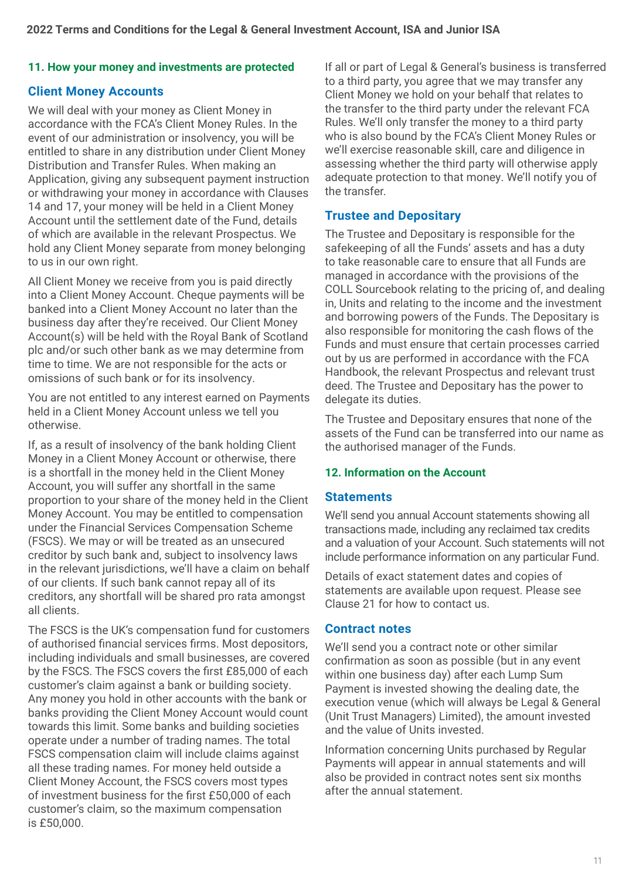## 11. How your money and investments are protected

### Client Money Accounts

We will deal with your money as Client Money in accordance with the FCA's Client Money Rules. In the event of our administration or insolvency, you will be entitled to share in any distribution under Client Money Distribution and Transfer Rules. When making an Application, giving any subsequent payment instruction or withdrawing your money in accordance with Clauses 14 and 17, your money will be held in a Client Money Account until the settlement date of the Fund, details of which are available in the relevant Prospectus. We hold any Client Money separate from money belonging to us in our own right.

All Client Money we receive from you is paid directly into a Client Money Account. Cheque payments will be banked into a Client Money Account no later than the business day after they're received. Our Client Money Account(s) will be held with the Royal Bank of Scotland plc and/or such other bank as we may determine from time to time. We are not responsible for the acts or omissions of such bank or for its insolvency.

You are not entitled to any interest earned on Payments held in a Client Money Account unless we tell you otherwise.

If, as a result of insolvency of the bank holding Client Money in a Client Money Account or otherwise, there is a shortfall in the money held in the Client Money Account, you will suffer any shortfall in the same proportion to your share of the money held in the Client Money Account. You may be entitled to compensation under the Financial Services Compensation Scheme (FSCS). We may or will be treated as an unsecured creditor by such bank and, subject to insolvency laws in the relevant jurisdictions, we'll have a claim on behalf of our clients. If such bank cannot repay all of its creditors, any shortfall will be shared pro rata amongst all clients.

The FSCS is the UK's compensation fund for customers of authorised financial services firms. Most depositors, including individuals and small businesses, are covered by the FSCS. The FSCS covers the first £85,000 of each customer's claim against a bank or building society. Any money you hold in other accounts with the bank or banks providing the Client Money Account would count towards this limit. Some banks and building societies operate under a number of trading names. The total FSCS compensation claim will include claims against all these trading names. For money held outside a Client Money Account, the FSCS covers most types of investment business for the first £50,000 of each customer's claim, so the maximum compensation is £50,000.

If all or part of Legal & General's business is transferred to a third party, you agree that we may transfer any Client Money we hold on your behalf that relates to the transfer to the third party under the relevant FCA Rules. We'll only transfer the money to a third party who is also bound by the FCA's Client Money Rules or we'll exercise reasonable skill, care and diligence in assessing whether the third party will otherwise apply adequate protection to that money. We'll notify you of the transfer.

### Trustee and Depositary

The Trustee and Depositary is responsible for the safekeeping of all the Funds' assets and has a duty to take reasonable care to ensure that all Funds are managed in accordance with the provisions of the COLL Sourcebook relating to the pricing of, and dealing in, Units and relating to the income and the investment and borrowing powers of the Funds. The Depositary is also responsible for monitoring the cash flows of the Funds and must ensure that certain processes carried out by us are performed in accordance with the FCA Handbook, the relevant Prospectus and relevant trust deed. The Trustee and Depositary has the power to delegate its duties.

The Trustee and Depositary ensures that none of the assets of the Fund can be transferred into our name as the authorised manager of the Funds.

## 12. Information on the Account

### Statements

We'll send you annual Account statements showing all transactions made, including any reclaimed tax credits and a valuation of your Account. Such statements will not include performance information on any particular Fund.

Details of exact statement dates and copies of statements are available upon request. Please see Clause 21 for how to contact us.

### Contract notes

We'll send you a contract note or other similar confirmation as soon as possible (but in any event within one business day) after each Lump Sum Payment is invested showing the dealing date, the execution venue (which will always be Legal & General (Unit Trust Managers) Limited), the amount invested and the value of Units invested.

Information concerning Units purchased by Regular Payments will appear in annual statements and will also be provided in contract notes sent six months after the annual statement.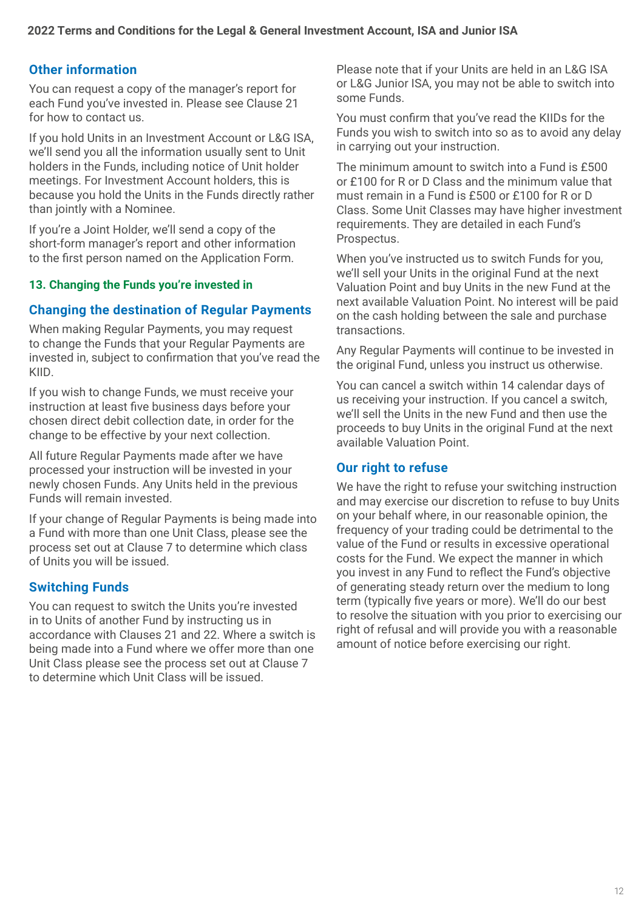### Other information

You can request a copy of the manager's report for each Fund you've invested in. Please see Clause 21 for how to contact us.

If you hold Units in an Investment Account or L&G ISA, we'll send you all the information usually sent to Unit holders in the Funds, including notice of Unit holder meetings. For Investment Account holders, this is because you hold the Units in the Funds directly rather than jointly with a Nominee.

If you're a Joint Holder, we'll send a copy of the short-form manager's report and other information to the first person named on the Application Form.

## 13. Changing the Funds you're invested in

### Changing the destination of Regular Payments

When making Regular Payments, you may request to change the Funds that your Regular Payments are invested in, subject to confirmation that you've read the KIID.

If you wish to change Funds, we must receive your instruction at least five business days before your chosen direct debit collection date, in order for the change to be effective by your next collection.

All future Regular Payments made after we have processed your instruction will be invested in your newly chosen Funds. Any Units held in the previous Funds will remain invested.

If your change of Regular Payments is being made into a Fund with more than one Unit Class, please see the process set out at Clause 7 to determine which class of Units you will be issued.

### Switching Funds

You can request to switch the Units you're invested in to Units of another Fund by instructing us in accordance with Clauses 21 and 22. Where a switch is being made into a Fund where we offer more than one Unit Class please see the process set out at Clause 7 to determine which Unit Class will be issued.

Please note that if your Units are held in an L&G ISA or L&G Junior ISA, you may not be able to switch into some Funds.

You must confirm that you've read the KIIDs for the Funds you wish to switch into so as to avoid any delay in carrying out your instruction.

The minimum amount to switch into a Fund is £500 or £100 for R or D Class and the minimum value that must remain in a Fund is £500 or £100 for R or D Class. Some Unit Classes may have higher investment requirements. They are detailed in each Fund's Prospectus.

When you've instructed us to switch Funds for you, we'll sell your Units in the original Fund at the next Valuation Point and buy Units in the new Fund at the next available Valuation Point. No interest will be paid on the cash holding between the sale and purchase transactions.

Any Regular Payments will continue to be invested in the original Fund, unless you instruct us otherwise.

You can cancel a switch within 14 calendar days of us receiving your instruction. If you cancel a switch, we'll sell the Units in the new Fund and then use the proceeds to buy Units in the original Fund at the next available Valuation Point.

### Our right to refuse

We have the right to refuse your switching instruction and may exercise our discretion to refuse to buy Units on your behalf where, in our reasonable opinion, the frequency of your trading could be detrimental to the value of the Fund or results in excessive operational costs for the Fund. We expect the manner in which you invest in any Fund to reflect the Fund's objective of generating steady return over the medium to long term (typically five years or more). We'll do our best to resolve the situation with you prior to exercising our right of refusal and will provide you with a reasonable amount of notice before exercising our right.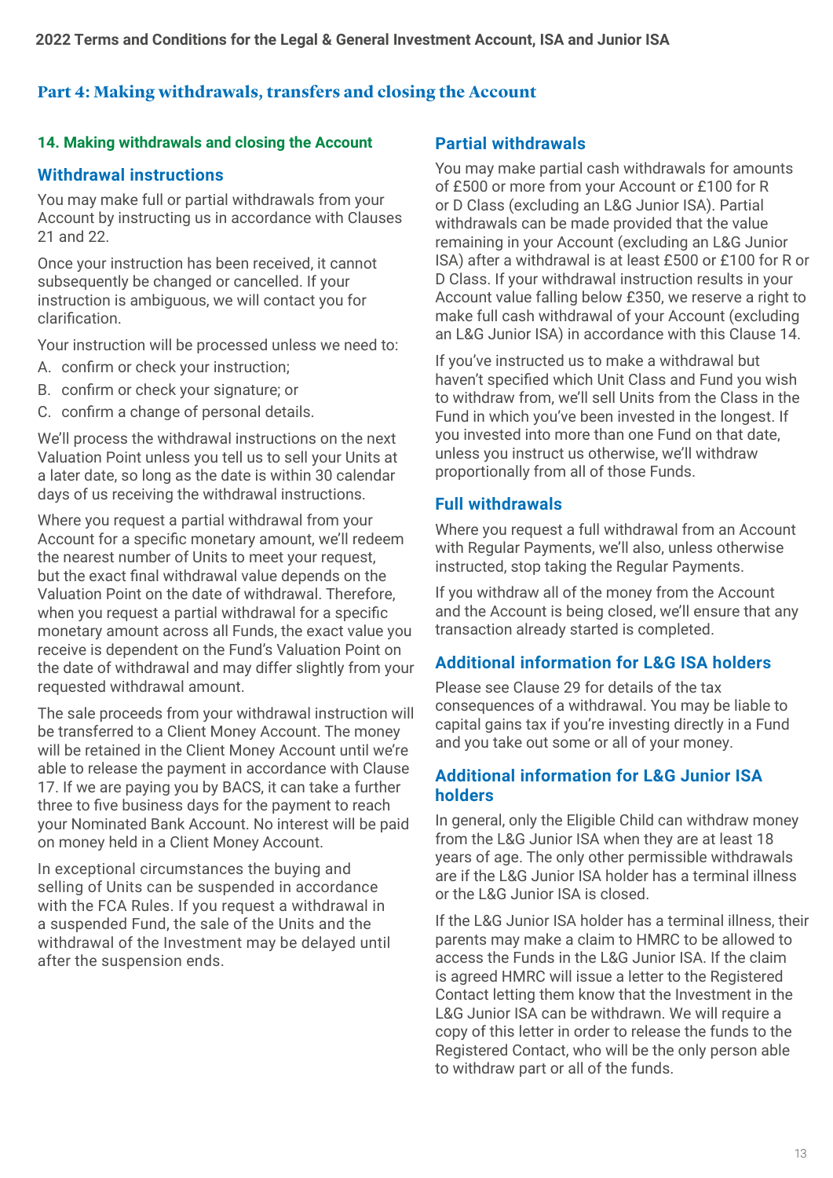# Part 4: Making withdrawals, transfers and closing the Account

## 14. Making withdrawals and closing the Account

### Withdrawal instructions

You may make full or partial withdrawals from your Account by instructing us in accordance with Clauses 21 and 22.

Once your instruction has been received, it cannot subsequently be changed or cancelled. If your instruction is ambiguous, we will contact you for clarification.

Your instruction will be processed unless we need to:

A. confirm or check your instruction;
B. confirm or check your signature; or
C. confirm a change of personal details.

We'll process the withdrawal instructions on the next Valuation Point unless you tell us to sell your Units at a later date, so long as the date is within 30 calendar days of us receiving the withdrawal instructions.

Where you request a partial withdrawal from your Account for a specific monetary amount, we'll redeem the nearest number of Units to meet your request, but the exact final withdrawal value depends on the Valuation Point on the date of withdrawal. Therefore, when you request a partial withdrawal for a specific monetary amount across all Funds, the exact value you receive is dependent on the Fund's Valuation Point on the date of withdrawal and may differ slightly from your requested withdrawal amount.

The sale proceeds from your withdrawal instruction will be transferred to a Client Money Account. The money will be retained in the Client Money Account until we're able to release the payment in accordance with Clause 17. If we are paying you by BACS, it can take a further three to five business days for the payment to reach your Nominated Bank Account. No interest will be paid on money held in a Client Money Account.

In exceptional circumstances the buying and selling of Units can be suspended in accordance with the FCA Rules. If you request a withdrawal in a suspended Fund, the sale of the Units and the withdrawal of the Investment may be delayed until after the suspension ends.

### Partial withdrawals

You may make partial cash withdrawals for amounts of £500 or more from your Account or £100 for R or D Class (excluding an L&G Junior ISA). Partial withdrawals can be made provided that the value remaining in your Account (excluding an L&G Junior ISA) after a withdrawal is at least £500 or £100 for R or D Class. If your withdrawal instruction results in your Account value falling below £350, we reserve a right to make full cash withdrawal of your Account (excluding an L&G Junior ISA) in accordance with this Clause 14.

If you've instructed us to make a withdrawal but haven't specified which Unit Class and Fund you wish to withdraw from, we'll sell Units from the Class in the Fund in which you've been invested in the longest. If you invested into more than one Fund on that date, unless you instruct us otherwise, we'll withdraw proportionally from all of those Funds.

### Full withdrawals

Where you request a full withdrawal from an Account with Regular Payments, we'll also, unless otherwise instructed, stop taking the Regular Payments.

If you withdraw all of the money from the Account and the Account is being closed, we'll ensure that any transaction already started is completed.

### Additional information for L&G ISA holders

Please see Clause 29 for details of the tax consequences of a withdrawal. You may be liable to capital gains tax if you're investing directly in a Fund and you take out some or all of your money.

### Additional information for L&G Junior ISA holders

In general, only the Eligible Child can withdraw money from the L&G Junior ISA when they are at least 18 years of age. The only other permissible withdrawals are if the L&G Junior ISA holder has a terminal illness or the L&G Junior ISA is closed.

If the L&G Junior ISA holder has a terminal illness, their parents may make a claim to HMRC to be allowed to access the Funds in the L&G Junior ISA. If the claim is agreed HMRC will issue a letter to the Registered Contact letting them know that the Investment in the L&G Junior ISA can be withdrawn. We will require a copy of this letter in order to release the funds to the Registered Contact, who will be the only person able to withdraw part or all of the funds.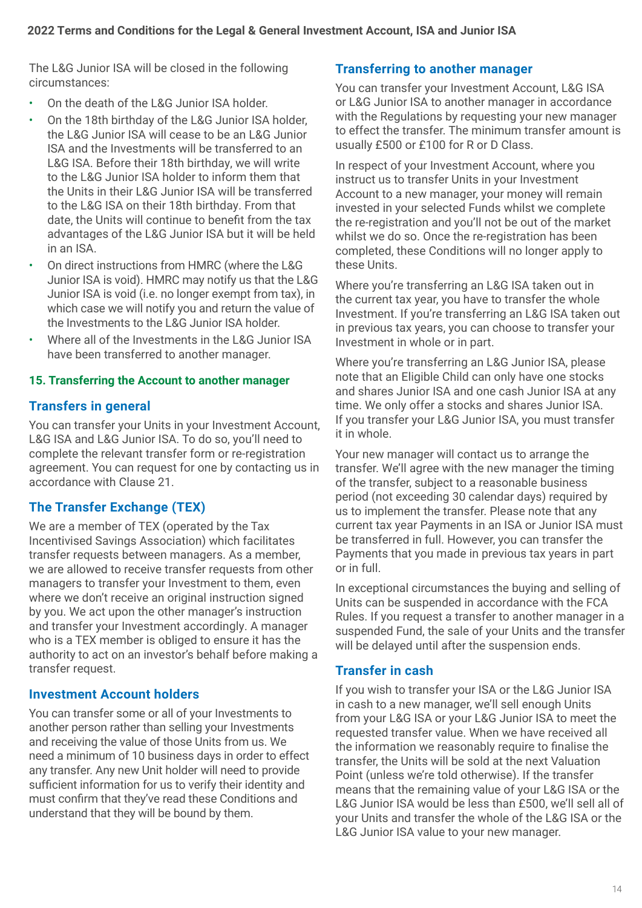The L&G Junior ISA will be closed in the following circumstances:

- On the death of the L&G Junior ISA holder.
- On the 18th birthday of the L&G Junior ISA holder, the L&G Junior ISA will cease to be an L&G Junior ISA and the Investments will be transferred to an L&G ISA. Before their 18th birthday, we will write to the L&G Junior ISA holder to inform them that the Units in their L&G Junior ISA will be transferred to the L&G ISA on their 18th birthday. From that date, the Units will continue to benefit from the tax advantages of the L&G Junior ISA but it will be held in an ISA.
- On direct instructions from HMRC (where the L&G Junior ISA is void). HMRC may notify us that the L&G Junior ISA is void (i.e. no longer exempt from tax), in which case we will notify you and return the value of the Investments to the L&G Junior ISA holder.
- Where all of the Investments in the L&G Junior ISA have been transferred to another manager.

## 15. Transferring the Account to another manager

### Transfers in general

You can transfer your Units in your Investment Account, L&G ISA and L&G Junior ISA. To do so, you'll need to complete the relevant transfer form or re-registration agreement. You can request for one by contacting us in accordance with Clause 21.

### The Transfer Exchange (TEX)

We are a member of TEX (operated by the Tax Incentivised Savings Association) which facilitates transfer requests between managers. As a member, we are allowed to receive transfer requests from other managers to transfer your Investment to them, even where we don't receive an original instruction signed by you. We act upon the other manager's instruction and transfer your Investment accordingly. A manager who is a TEX member is obliged to ensure it has the authority to act on an investor's behalf before making a transfer request.

### Investment Account holders

You can transfer some or all of your Investments to another person rather than selling your Investments and receiving the value of those Units from us. We need a minimum of 10 business days in order to effect any transfer. Any new Unit holder will need to provide sufficient information for us to verify their identity and must confirm that they've read these Conditions and understand that they will be bound by them.

### Transferring to another manager

You can transfer your Investment Account, L&G ISA or L&G Junior ISA to another manager in accordance with the Regulations by requesting your new manager to effect the transfer. The minimum transfer amount is usually £500 or £100 for R or D Class.

In respect of your Investment Account, where you instruct us to transfer Units in your Investment Account to a new manager, your money will remain invested in your selected Funds whilst we complete the re-registration and you'll not be out of the market whilst we do so. Once the re-registration has been completed, these Conditions will no longer apply to these Units.

Where you're transferring an L&G ISA taken out in the current tax year, you have to transfer the whole Investment. If you're transferring an L&G ISA taken out in previous tax years, you can choose to transfer your Investment in whole or in part.

Where you're transferring an L&G Junior ISA, please note that an Eligible Child can only have one stocks and shares Junior ISA and one cash Junior ISA at any time. We only offer a stocks and shares Junior ISA. If you transfer your L&G Junior ISA, you must transfer it in whole.

Your new manager will contact us to arrange the transfer. We'll agree with the new manager the timing of the transfer, subject to a reasonable business period (not exceeding 30 calendar days) required by us to implement the transfer. Please note that any current tax year Payments in an ISA or Junior ISA must be transferred in full. However, you can transfer the Payments that you made in previous tax years in part or in full.

In exceptional circumstances the buying and selling of Units can be suspended in accordance with the FCA Rules. If you request a transfer to another manager in a suspended Fund, the sale of your Units and the transfer will be delayed until after the suspension ends.

### Transfer in cash

If you wish to transfer your ISA or the L&G Junior ISA in cash to a new manager, we'll sell enough Units from your L&G ISA or your L&G Junior ISA to meet the requested transfer value. When we have received all the information we reasonably require to finalise the transfer, the Units will be sold at the next Valuation Point (unless we're told otherwise). If the transfer means that the remaining value of your L&G ISA or the L&G Junior ISA would be less than £500, we'll sell all of your Units and transfer the whole of the L&G ISA or the L&G Junior ISA value to your new manager.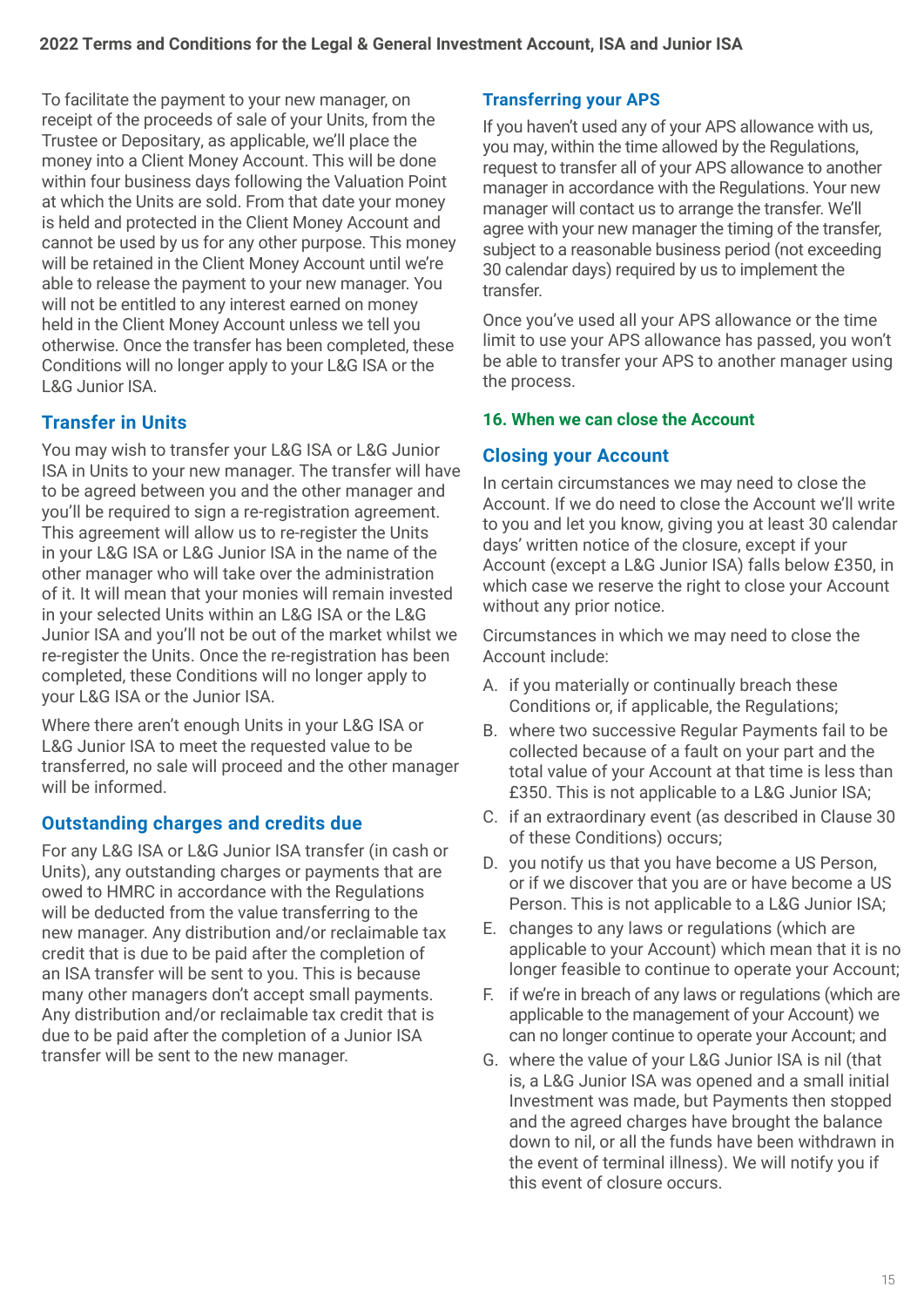To facilitate the payment to your new manager, on receipt of the proceeds of sale of your Units, from the Trustee or Depositary, as applicable, we'll place the money into a Client Money Account. This will be done within four business days following the Valuation Point at which the Units are sold. From that date your money is held and protected in the Client Money Account and cannot be used by us for any other purpose. This money will be retained in the Client Money Account until we're able to release the payment to your new manager. You will not be entitled to any interest earned on money held in the Client Money Account unless we tell you otherwise. Once the transfer has been completed, these Conditions will no longer apply to your L&G ISA or the L&G Junior ISA.

### Transfer in Units

You may wish to transfer your L&G ISA or L&G Junior ISA in Units to your new manager. The transfer will have to be agreed between you and the other manager and you'll be required to sign a re-registration agreement. This agreement will allow us to re-register the Units in your L&G ISA or L&G Junior ISA in the name of the other manager who will take over the administration of it. It will mean that your monies will remain invested in your selected Units within an L&G ISA or the L&G Junior ISA and you'll not be out of the market whilst we re-register the Units. Once the re-registration has been completed, these Conditions will no longer apply to your L&G ISA or the Junior ISA.

Where there aren't enough Units in your L&G ISA or L&G Junior ISA to meet the requested value to be transferred, no sale will proceed and the other manager will be informed.

### Outstanding charges and credits due

For any L&G ISA or L&G Junior ISA transfer (in cash or Units), any outstanding charges or payments that are owed to HMRC in accordance with the Regulations will be deducted from the value transferring to the new manager. Any distribution and/or reclaimable tax credit that is due to be paid after the completion of an ISA transfer will be sent to you. This is because many other managers don't accept small payments. Any distribution and/or reclaimable tax credit that is due to be paid after the completion of a Junior ISA transfer will be sent to the new manager.

### Transferring your APS

If you haven't used any of your APS allowance with us, you may, within the time allowed by the Regulations, request to transfer all of your APS allowance to another manager in accordance with the Regulations. Your new manager will contact us to arrange the transfer. We'll agree with your new manager the timing of the transfer, subject to a reasonable business period (not exceeding 30 calendar days) required by us to implement the transfer.

Once you've used all your APS allowance or the time limit to use your APS allowance has passed, you won't be able to transfer your APS to another manager using the process.

## 16. When we can close the Account

### Closing your Account

In certain circumstances we may need to close the Account. If we do need to close the Account we'll write to you and let you know, giving you at least 30 calendar days' written notice of the closure, except if your Account (except a L&G Junior ISA) falls below £350, in which case we reserve the right to close your Account without any prior notice.

Circumstances in which we may need to close the Account include:

A. if you materially or continually breach these Conditions or, if applicable, the Regulations;

B. where two successive Regular Payments fail to be collected because of a fault on your part and the total value of your Account at that time is less than £350. This is not applicable to a L&G Junior ISA;

C. if an extraordinary event (as described in Clause 30 of these Conditions) occurs;

D. you notify us that you have become a US Person, or if we discover that you are or have become a US Person. This is not applicable to a L&G Junior ISA;

E. changes to any laws or regulations (which are applicable to your Account) which mean that it is no longer feasible to continue to operate your Account;

F. if we're in breach of any laws or regulations (which are applicable to the management of your Account) we can no longer continue to operate your Account; and

G. where the value of your L&G Junior ISA is nil (that is, a L&G Junior ISA was opened and a small initial Investment was made, but Payments then stopped and the agreed charges have brought the balance down to nil, or all the funds have been withdrawn in the event of terminal illness). We will notify you if this event of closure occurs.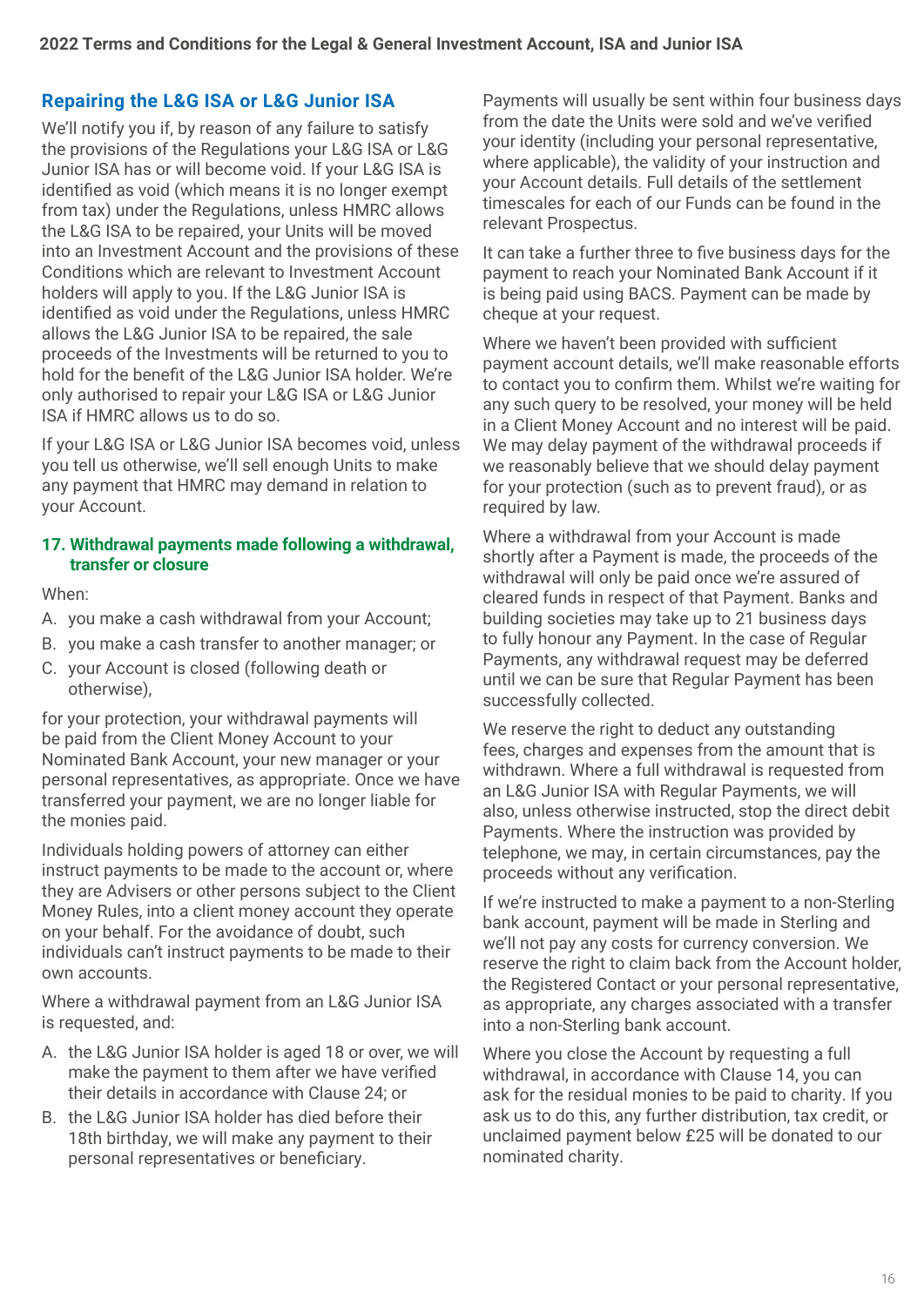## Repairing the L&G ISA or L&G Junior ISA

We'll notify you if, by reason of any failure to satisfy the provisions of the Regulations your L&G ISA or L&G Junior ISA has or will become void. If your L&G ISA is identified as void (which means it is no longer exempt from tax) under the Regulations, unless HMRC allows the L&G ISA to be repaired, your Units will be moved into an Investment Account and the provisions of these Conditions which are relevant to Investment Account holders will apply to you. If the L&G Junior ISA is identified as void under the Regulations, unless HMRC allows the L&G Junior ISA to be repaired, the sale proceeds of the Investments will be returned to you to hold for the benefit of the L&G Junior ISA holder. We're only authorised to repair your L&G ISA or L&G Junior ISA if HMRC allows us to do so.

If your L&G ISA or L&G Junior ISA becomes void, unless you tell us otherwise, we'll sell enough Units to make any payment that HMRC may demand in relation to your Account.

### 17. Withdrawal payments made following a withdrawal, transfer or closure

When:

A. you make a cash withdrawal from your Account;
B. you make a cash transfer to another manager; or
C. your Account is closed (following death or otherwise),

for your protection, your withdrawal payments will be paid from the Client Money Account to your Nominated Bank Account, your new manager or your personal representatives, as appropriate. Once we have transferred your payment, we are no longer liable for the monies paid.

Individuals holding powers of attorney can either instruct payments to be made to the account or, where they are Advisers or other persons subject to the Client Money Rules, into a client money account they operate on your behalf. For the avoidance of doubt, such individuals can't instruct payments to be made to their own accounts.

Where a withdrawal payment from an L&G Junior ISA is requested, and:

A. the L&G Junior ISA holder is aged 18 or over, we will make the payment to them after we have verified their details in accordance with Clause 24; or
B. the L&G Junior ISA holder has died before their 18th birthday, we will make any payment to their personal representatives or beneficiary.

Payments will usually be sent within four business days from the date the Units were sold and we've verified your identity (including your personal representative, where applicable), the validity of your instruction and your Account details. Full details of the settlement timescales for each of our Funds can be found in the relevant Prospectus.

It can take a further three to five business days for the payment to reach your Nominated Bank Account if it is being paid using BACS. Payment can be made by cheque at your request.

Where we haven't been provided with sufficient payment account details, we'll make reasonable efforts to contact you to confirm them. Whilst we're waiting for any such query to be resolved, your money will be held in a Client Money Account and no interest will be paid. We may delay payment of the withdrawal proceeds if we reasonably believe that we should delay payment for your protection (such as to prevent fraud), or as required by law.

Where a withdrawal from your Account is made shortly after a Payment is made, the proceeds of the withdrawal will only be paid once we're assured of cleared funds in respect of that Payment. Banks and building societies may take up to 21 business days to fully honour any Payment. In the case of Regular Payments, any withdrawal request may be deferred until we can be sure that Regular Payment has been successfully collected.

We reserve the right to deduct any outstanding fees, charges and expenses from the amount that is withdrawn. Where a full withdrawal is requested from an L&G Junior ISA with Regular Payments, we will also, unless otherwise instructed, stop the direct debit Payments. Where the instruction was provided by telephone, we may, in certain circumstances, pay the proceeds without any verification.

If we're instructed to make a payment to a non-Sterling bank account, payment will be made in Sterling and we'll not pay any costs for currency conversion. We reserve the right to claim back from the Account holder, the Registered Contact or your personal representative, as appropriate, any charges associated with a transfer into a non-Sterling bank account.

Where you close the Account by requesting a full withdrawal, in accordance with Clause 14, you can ask for the residual monies to be paid to charity. If you ask us to do this, any further distribution, tax credit, or unclaimed payment below £25 will be donated to our nominated charity.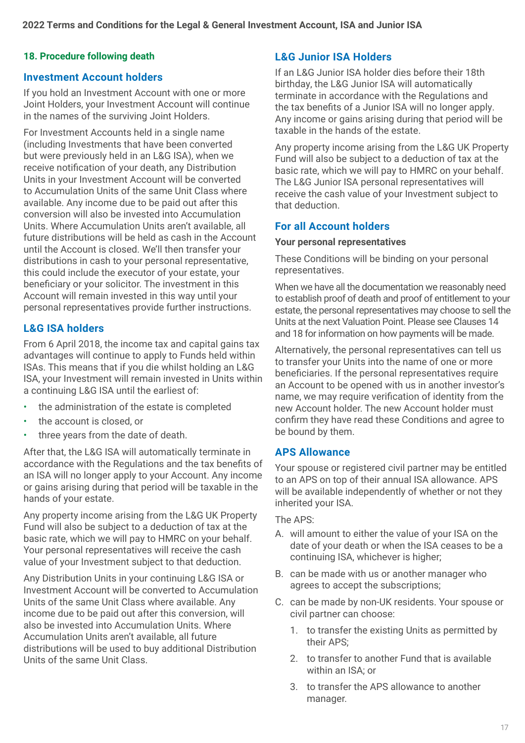## 18. Procedure following death

### Investment Account holders

If you hold an Investment Account with one or more Joint Holders, your Investment Account will continue in the names of the surviving Joint Holders.

For Investment Accounts held in a single name (including Investments that have been converted but were previously held in an L&G ISA), when we receive notification of your death, any Distribution Units in your Investment Account will be converted to Accumulation Units of the same Unit Class where available. Any income due to be paid out after this conversion will also be invested into Accumulation Units. Where Accumulation Units aren't available, all future distributions will be held as cash in the Account until the Account is closed. We'll then transfer your distributions in cash to your personal representative, this could include the executor of your estate, your beneficiary or your solicitor. The investment in this Account will remain invested in this way until your personal representatives provide further instructions.

### L&G ISA holders

From 6 April 2018, the income tax and capital gains tax advantages will continue to apply to Funds held within ISAs. This means that if you die whilst holding an L&G ISA, your Investment will remain invested in Units within a continuing L&G ISA until the earliest of:

- the administration of the estate is completed
- the account is closed, or
- three years from the date of death.

After that, the L&G ISA will automatically terminate in accordance with the Regulations and the tax benefits of an ISA will no longer apply to your Account. Any income or gains arising during that period will be taxable in the hands of your estate.

Any property income arising from the L&G UK Property Fund will also be subject to a deduction of tax at the basic rate, which we will pay to HMRC on your behalf. Your personal representatives will receive the cash value of your Investment subject to that deduction.

Any Distribution Units in your continuing L&G ISA or Investment Account will be converted to Accumulation Units of the same Unit Class where available. Any income due to be paid out after this conversion, will also be invested into Accumulation Units. Where Accumulation Units aren't available, all future distributions will be used to buy additional Distribution Units of the same Unit Class.

### L&G Junior ISA Holders

If an L&G Junior ISA holder dies before their 18th birthday, the L&G Junior ISA will automatically terminate in accordance with the Regulations and the tax benefits of a Junior ISA will no longer apply. Any income or gains arising during that period will be taxable in the hands of the estate.

Any property income arising from the L&G UK Property Fund will also be subject to a deduction of tax at the basic rate, which we will pay to HMRC on your behalf. The L&G Junior ISA personal representatives will receive the cash value of your Investment subject to that deduction.

### For all Account holders

**Your personal representatives**

These Conditions will be binding on your personal representatives.

When we have all the documentation we reasonably need to establish proof of death and proof of entitlement to your estate, the personal representatives may choose to sell the Units at the next Valuation Point. Please see Clauses 14 and 18 for information on how payments will be made.

Alternatively, the personal representatives can tell us to transfer your Units into the name of one or more beneficiaries. If the personal representatives require an Account to be opened with us in another investor's name, we may require verification of identity from the new Account holder. The new Account holder must confirm they have read these Conditions and agree to be bound by them.

### APS Allowance

Your spouse or registered civil partner may be entitled to an APS on top of their annual ISA allowance. APS will be available independently of whether or not they inherited your ISA.

The APS:

A. will amount to either the value of your ISA on the date of your death or when the ISA ceases to be a continuing ISA, whichever is higher;

B. can be made with us or another manager who agrees to accept the subscriptions;

C. can be made by non-UK residents. Your spouse or civil partner can choose:

   1. to transfer the existing Units as permitted by their APS;
   2. to transfer to another Fund that is available within an ISA; or
   3. to transfer the APS allowance to another manager.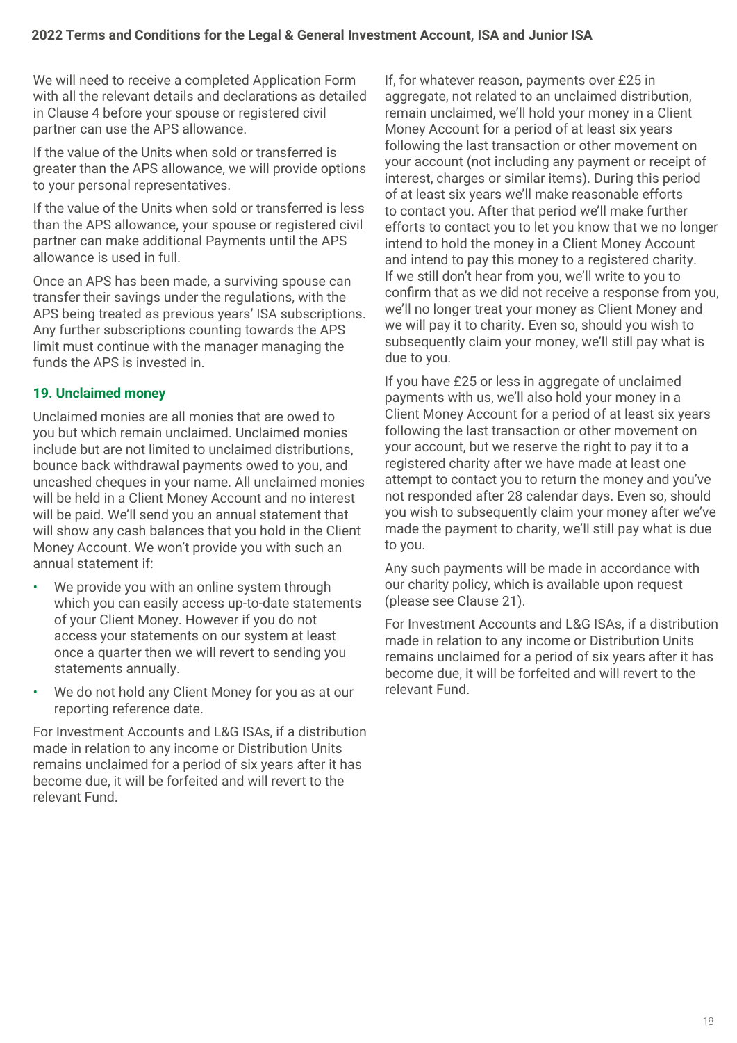We will need to receive a completed Application Form with all the relevant details and declarations as detailed in Clause 4 before your spouse or registered civil partner can use the APS allowance.

If the value of the Units when sold or transferred is greater than the APS allowance, we will provide options to your personal representatives.

If the value of the Units when sold or transferred is less than the APS allowance, your spouse or registered civil partner can make additional Payments until the APS allowance is used in full.

Once an APS has been made, a surviving spouse can transfer their savings under the regulations, with the APS being treated as previous years' ISA subscriptions. Any further subscriptions counting towards the APS limit must continue with the manager managing the funds the APS is invested in.

## 19. Unclaimed money

Unclaimed monies are all monies that are owed to you but which remain unclaimed. Unclaimed monies include but are not limited to unclaimed distributions, bounce back withdrawal payments owed to you, and uncashed cheques in your name. All unclaimed monies will be held in a Client Money Account and no interest will be paid. We'll send you an annual statement that will show any cash balances that you hold in the Client Money Account. We won't provide you with such an annual statement if:

- We provide you with an online system through which you can easily access up-to-date statements of your Client Money. However if you do not access your statements on our system at least once a quarter then we will revert to sending you statements annually.
- We do not hold any Client Money for you as at our reporting reference date.

For Investment Accounts and L&G ISAs, if a distribution made in relation to any income or Distribution Units remains unclaimed for a period of six years after it has become due, it will be forfeited and will revert to the relevant Fund.

If, for whatever reason, payments over £25 in aggregate, not related to an unclaimed distribution, remain unclaimed, we'll hold your money in a Client Money Account for a period of at least six years following the last transaction or other movement on your account (not including any payment or receipt of interest, charges or similar items). During this period of at least six years we'll make reasonable efforts to contact you. After that period we'll make further efforts to contact you to let you know that we no longer intend to hold the money in a Client Money Account and intend to pay this money to a registered charity. If we still don't hear from you, we'll write to you to confirm that as we did not receive a response from you, we'll no longer treat your money as Client Money and we will pay it to charity. Even so, should you wish to subsequently claim your money, we'll still pay what is due to you.

If you have £25 or less in aggregate of unclaimed payments with us, we'll also hold your money in a Client Money Account for a period of at least six years following the last transaction or other movement on your account, but we reserve the right to pay it to a registered charity after we have made at least one attempt to contact you to return the money and you've not responded after 28 calendar days. Even so, should you wish to subsequently claim your money after we've made the payment to charity, we'll still pay what is due to you.

Any such payments will be made in accordance with our charity policy, which is available upon request (please see Clause 21).

For Investment Accounts and L&G ISAs, if a distribution made in relation to any income or Distribution Units remains unclaimed for a period of six years after it has become due, it will be forfeited and will revert to the relevant Fund.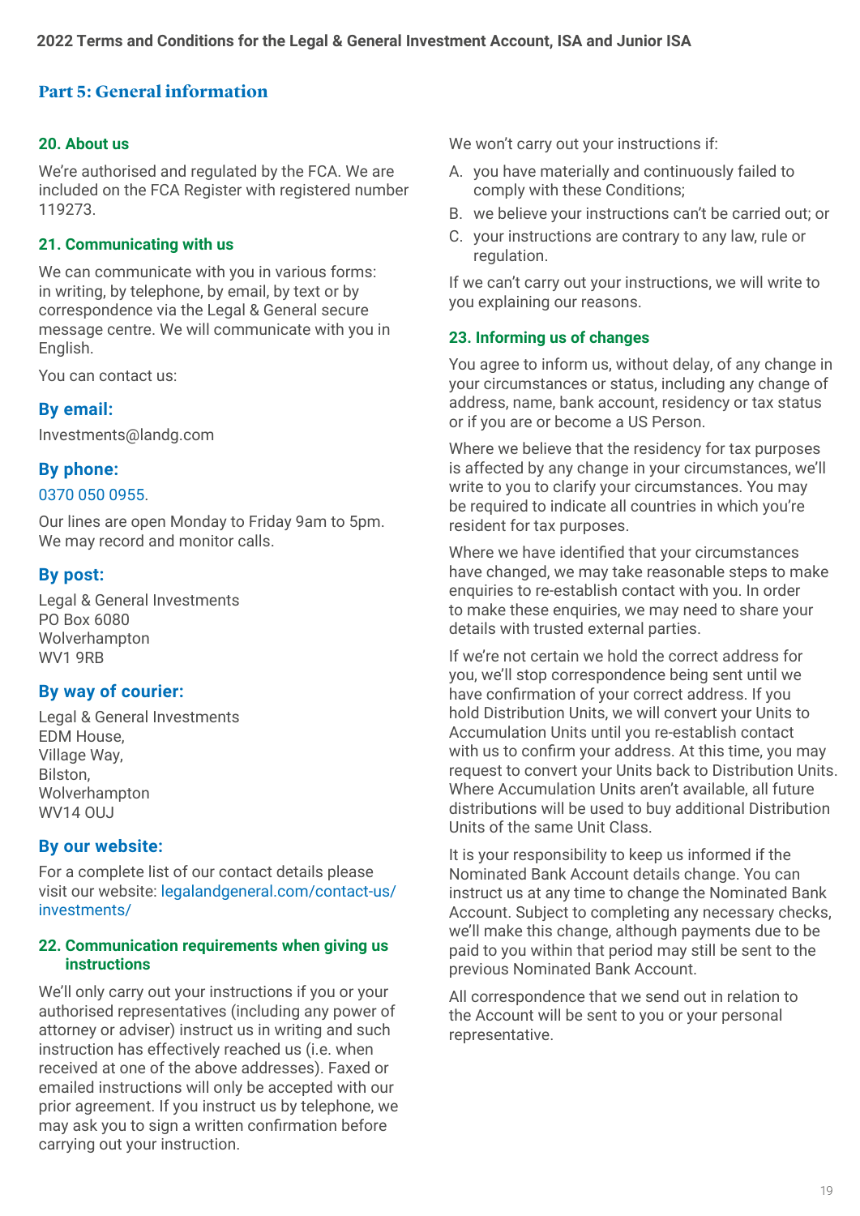## Part 5: General information

### 20. About us

We're authorised and regulated by the FCA. We are included on the FCA Register with registered number 119273.

### 21. Communicating with us

We can communicate with you in various forms: in writing, by telephone, by email, by text or by correspondence via the Legal & General secure message centre. We will communicate with you in English.

You can contact us:

#### By email:

Investments@landg.com

#### By phone:

0370 050 0955.

Our lines are open Monday to Friday 9am to 5pm. We may record and monitor calls.

#### By post:

Legal & General Investments
PO Box 6080
Wolverhampton
WV1 9RB

#### By way of courier:

Legal & General Investments
EDM House,
Village Way,
Bilston,
Wolverhampton
WV14 OUJ

#### By our website:

For a complete list of our contact details please visit our website: legalandgeneral.com/contact-us/investments/

### 22. Communication requirements when giving us instructions

We'll only carry out your instructions if you or your authorised representatives (including any power of attorney or adviser) instruct us in writing and such instruction has effectively reached us (i.e. when received at one of the above addresses). Faxed or emailed instructions will only be accepted with our prior agreement. If you instruct us by telephone, we may ask you to sign a written confirmation before carrying out your instruction.

We won't carry out your instructions if:

A. you have materially and continuously failed to comply with these Conditions;
B. we believe your instructions can't be carried out; or
C. your instructions are contrary to any law, rule or regulation.

If we can't carry out your instructions, we will write to you explaining our reasons.

### 23. Informing us of changes

You agree to inform us, without delay, of any change in your circumstances or status, including any change of address, name, bank account, residency or tax status or if you are or become a US Person.

Where we believe that the residency for tax purposes is affected by any change in your circumstances, we'll write to you to clarify your circumstances. You may be required to indicate all countries in which you're resident for tax purposes.

Where we have identified that your circumstances have changed, we may take reasonable steps to make enquiries to re-establish contact with you. In order to make these enquiries, we may need to share your details with trusted external parties.

If we're not certain we hold the correct address for you, we'll stop correspondence being sent until we have confirmation of your correct address. If you hold Distribution Units, we will convert your Units to Accumulation Units until you re-establish contact with us to confirm your address. At this time, you may request to convert your Units back to Distribution Units. Where Accumulation Units aren't available, all future distributions will be used to buy additional Distribution Units of the same Unit Class.

It is your responsibility to keep us informed if the Nominated Bank Account details change. You can instruct us at any time to change the Nominated Bank Account. Subject to completing any necessary checks, we'll make this change, although payments due to be paid to you within that period may still be sent to the previous Nominated Bank Account.

All correspondence that we send out in relation to the Account will be sent to you or your personal representative.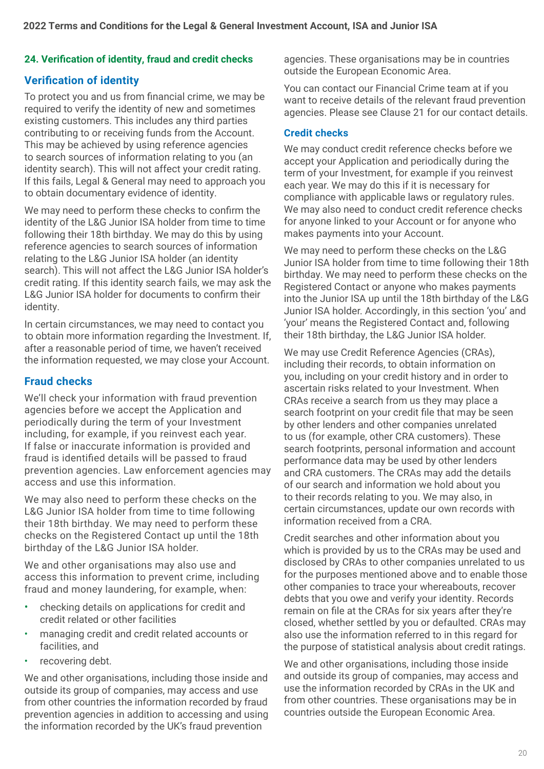## 24. Verification of identity, fraud and credit checks

### Verification of identity

To protect you and us from financial crime, we may be required to verify the identity of new and sometimes existing customers. This includes any third parties contributing to or receiving funds from the Account. This may be achieved by using reference agencies to search sources of information relating to you (an identity search). This will not affect your credit rating. If this fails, Legal & General may need to approach you to obtain documentary evidence of identity.

We may need to perform these checks to confirm the identity of the L&G Junior ISA holder from time to time following their 18th birthday. We may do this by using reference agencies to search sources of information relating to the L&G Junior ISA holder (an identity search). This will not affect the L&G Junior ISA holder's credit rating. If this identity search fails, we may ask the L&G Junior ISA holder for documents to confirm their identity.

In certain circumstances, we may need to contact you to obtain more information regarding the Investment. If, after a reasonable period of time, we haven't received the information requested, we may close your Account.

### Fraud checks

We'll check your information with fraud prevention agencies before we accept the Application and periodically during the term of your Investment including, for example, if you reinvest each year. If false or inaccurate information is provided and fraud is identified details will be passed to fraud prevention agencies. Law enforcement agencies may access and use this information.

We may also need to perform these checks on the L&G Junior ISA holder from time to time following their 18th birthday. We may need to perform these checks on the Registered Contact up until the 18th birthday of the L&G Junior ISA holder.

We and other organisations may also use and access this information to prevent crime, including fraud and money laundering, for example, when:

- checking details on applications for credit and credit related or other facilities
- managing credit and credit related accounts or facilities, and
- recovering debt.

We and other organisations, including those inside and outside its group of companies, may access and use from other countries the information recorded by fraud prevention agencies in addition to accessing and using the information recorded by the UK's fraud prevention agencies. These organisations may be in countries outside the European Economic Area.

You can contact our Financial Crime team at if you want to receive details of the relevant fraud prevention agencies. Please see Clause 21 for our contact details.

### Credit checks

We may conduct credit reference checks before we accept your Application and periodically during the term of your Investment, for example if you reinvest each year. We may do this if it is necessary for compliance with applicable laws or regulatory rules. We may also need to conduct credit reference checks for anyone linked to your Account or for anyone who makes payments into your Account.

We may need to perform these checks on the L&G Junior ISA holder from time to time following their 18th birthday. We may need to perform these checks on the Registered Contact or anyone who makes payments into the Junior ISA up until the 18th birthday of the L&G Junior ISA holder. Accordingly, in this section 'you' and 'your' means the Registered Contact and, following their 18th birthday, the L&G Junior ISA holder.

We may use Credit Reference Agencies (CRAs), including their records, to obtain information on you, including on your credit history and in order to ascertain risks related to your Investment. When CRAs receive a search from us they may place a search footprint on your credit file that may be seen by other lenders and other companies unrelated to us (for example, other CRA customers). These search footprints, personal information and account performance data may be used by other lenders and CRA customers. The CRAs may add the details of our search and information we hold about you to their records relating to you. We may also, in certain circumstances, update our own records with information received from a CRA.

Credit searches and other information about you which is provided by us to the CRAs may be used and disclosed by CRAs to other companies unrelated to us for the purposes mentioned above and to enable those other companies to trace your whereabouts, recover debts that you owe and verify your identity. Records remain on file at the CRAs for six years after they're closed, whether settled by you or defaulted. CRAs may also use the information referred to in this regard for the purpose of statistical analysis about credit ratings.

We and other organisations, including those inside and outside its group of companies, may access and use the information recorded by CRAs in the UK and from other countries. These organisations may be in countries outside the European Economic Area.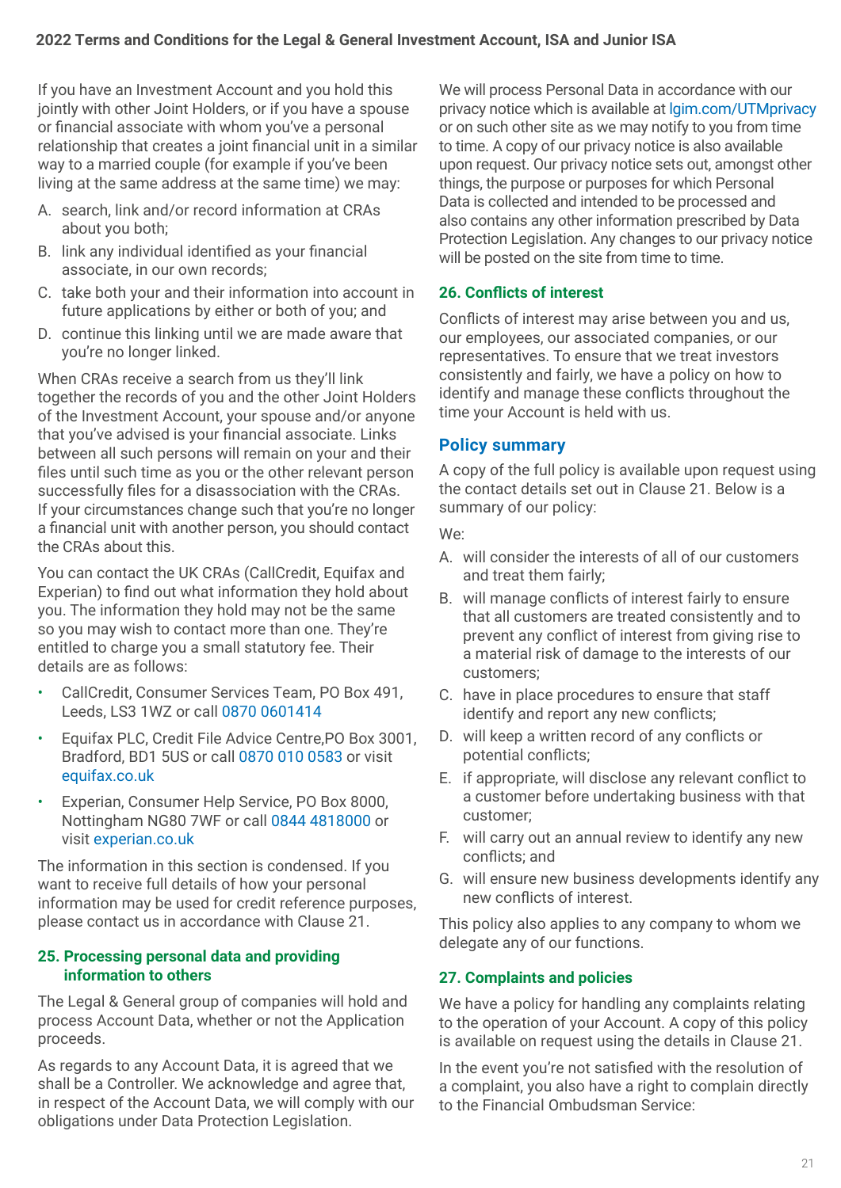If you have an Investment Account and you hold this jointly with other Joint Holders, or if you have a spouse or financial associate with whom you've a personal relationship that creates a joint financial unit in a similar way to a married couple (for example if you've been living at the same address at the same time) we may:

A. search, link and/or record information at CRAs about you both;

B. link any individual identified as your financial associate, in our own records;

C. take both your and their information into account in future applications by either or both of you; and

D. continue this linking until we are made aware that you're no longer linked.

When CRAs receive a search from us they'll link together the records of you and the other Joint Holders of the Investment Account, your spouse and/or anyone that you've advised is your financial associate. Links between all such persons will remain on your and their files until such time as you or the other relevant person successfully files for a disassociation with the CRAs. If your circumstances change such that you're no longer a financial unit with another person, you should contact the CRAs about this.

You can contact the UK CRAs (CallCredit, Equifax and Experian) to find out what information they hold about you. The information they hold may not be the same so you may wish to contact more than one. They're entitled to charge you a small statutory fee. Their details are as follows:

- CallCredit, Consumer Services Team, PO Box 491, Leeds, LS3 1WZ or call 0870 0601414
- Equifax PLC, Credit File Advice Centre,PO Box 3001, Bradford, BD1 5US or call 0870 010 0583 or visit equifax.co.uk
- Experian, Consumer Help Service, PO Box 8000, Nottingham NG80 7WF or call 0844 4818000 or visit experian.co.uk

The information in this section is condensed. If you want to receive full details of how your personal information may be used for credit reference purposes, please contact us in accordance with Clause 21.

### 25. Processing personal data and providing information to others

The Legal & General group of companies will hold and process Account Data, whether or not the Application proceeds.

As regards to any Account Data, it is agreed that we shall be a Controller. We acknowledge and agree that, in respect of the Account Data, we will comply with our obligations under Data Protection Legislation.

We will process Personal Data in accordance with our privacy notice which is available at lgim.com/UTMprivacy or on such other site as we may notify to you from time to time. A copy of our privacy notice is also available upon request. Our privacy notice sets out, amongst other things, the purpose or purposes for which Personal Data is collected and intended to be processed and also contains any other information prescribed by Data Protection Legislation. Any changes to our privacy notice will be posted on the site from time to time.

### 26. Conflicts of interest

Conflicts of interest may arise between you and us, our employees, our associated companies, or our representatives. To ensure that we treat investors consistently and fairly, we have a policy on how to identify and manage these conflicts throughout the time your Account is held with us.

## Policy summary

A copy of the full policy is available upon request using the contact details set out in Clause 21. Below is a summary of our policy:

We:

A. will consider the interests of all of our customers and treat them fairly;

B. will manage conflicts of interest fairly to ensure that all customers are treated consistently and to prevent any conflict of interest from giving rise to a material risk of damage to the interests of our customers;

C. have in place procedures to ensure that staff identify and report any new conflicts;

D. will keep a written record of any conflicts or potential conflicts;

E. if appropriate, will disclose any relevant conflict to a customer before undertaking business with that customer;

F. will carry out an annual review to identify any new conflicts; and

G. will ensure new business developments identify any new conflicts of interest.

This policy also applies to any company to whom we delegate any of our functions.

### 27. Complaints and policies

We have a policy for handling any complaints relating to the operation of your Account. A copy of this policy is available on request using the details in Clause 21.

In the event you're not satisfied with the resolution of a complaint, you also have a right to complain directly to the Financial Ombudsman Service: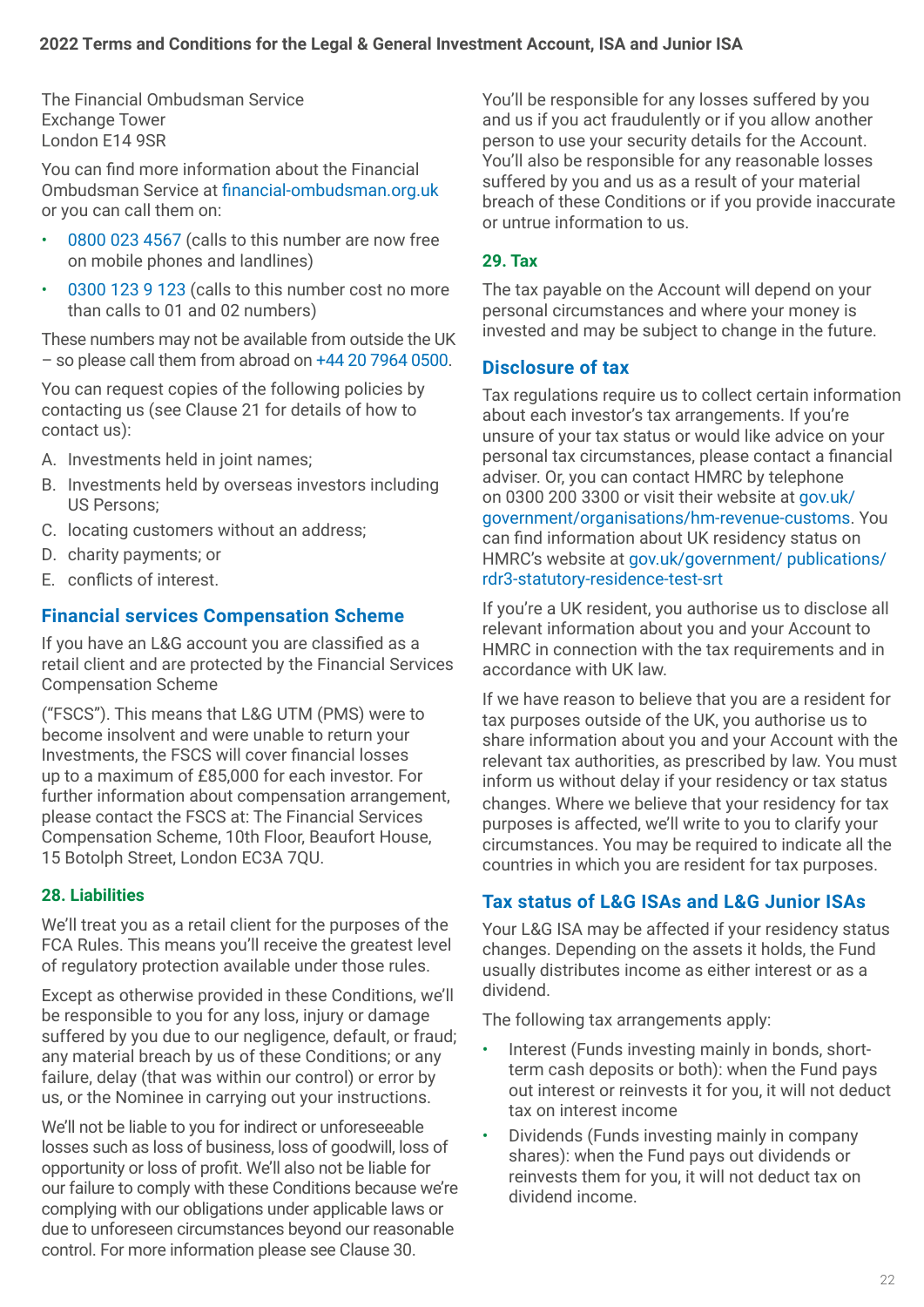The Financial Ombudsman Service
Exchange Tower
London E14 9SR

You can find more information about the Financial Ombudsman Service at financial-ombudsman.org.uk or you can call them on:

- 0800 023 4567 (calls to this number are now free on mobile phones and landlines)
- 0300 123 9 123 (calls to this number cost no more than calls to 01 and 02 numbers)

These numbers may not be available from outside the UK – so please call them from abroad on +44 20 7964 0500.

You can request copies of the following policies by contacting us (see Clause 21 for details of how to contact us):

A. Investments held in joint names;
B. Investments held by overseas investors including US Persons;
C. locating customers without an address;
D. charity payments; or
E. conflicts of interest.

## Financial services Compensation Scheme

If you have an L&G account you are classified as a retail client and are protected by the Financial Services Compensation Scheme

("FSCS"). This means that L&G UTM (PMS) were to become insolvent and were unable to return your Investments, the FSCS will cover financial losses up to a maximum of £85,000 for each investor. For further information about compensation arrangement, please contact the FSCS at: The Financial Services Compensation Scheme, 10th Floor, Beaufort House, 15 Botolph Street, London EC3A 7QU.

### 28. Liabilities

We'll treat you as a retail client for the purposes of the FCA Rules. This means you'll receive the greatest level of regulatory protection available under those rules.

Except as otherwise provided in these Conditions, we'll be responsible to you for any loss, injury or damage suffered by you due to our negligence, default, or fraud; any material breach by us of these Conditions; or any failure, delay (that was within our control) or error by us, or the Nominee in carrying out your instructions.

We'll not be liable to you for indirect or unforeseeable losses such as loss of business, loss of goodwill, loss of opportunity or loss of profit. We'll also not be liable for our failure to comply with these Conditions because we're complying with our obligations under applicable laws or due to unforeseen circumstances beyond our reasonable control. For more information please see Clause 30.

You'll be responsible for any losses suffered by you and us if you act fraudulently or if you allow another person to use your security details for the Account. You'll also be responsible for any reasonable losses suffered by you and us as a result of your material breach of these Conditions or if you provide inaccurate or untrue information to us.

### 29. Tax

The tax payable on the Account will depend on your personal circumstances and where your money is invested and may be subject to change in the future.

## Disclosure of tax

Tax regulations require us to collect certain information about each investor's tax arrangements. If you're unsure of your tax status or would like advice on your personal tax circumstances, please contact a financial adviser. Or, you can contact HMRC by telephone on 0300 200 3300 or visit their website at gov.uk/government/organisations/hm-revenue-customs. You can find information about UK residency status on HMRC's website at gov.uk/government/ publications/ rdr3-statutory-residence-test-srt

If you're a UK resident, you authorise us to disclose all relevant information about you and your Account to HMRC in connection with the tax requirements and in accordance with UK law.

If we have reason to believe that you are a resident for tax purposes outside of the UK, you authorise us to share information about you and your Account with the relevant tax authorities, as prescribed by law. You must inform us without delay if your residency or tax status changes. Where we believe that your residency for tax purposes is affected, we'll write to you to clarify your circumstances. You may be required to indicate all the countries in which you are resident for tax purposes.

## Tax status of L&G ISAs and L&G Junior ISAs

Your L&G ISA may be affected if your residency status changes. Depending on the assets it holds, the Fund usually distributes income as either interest or as a dividend.

The following tax arrangements apply:

- Interest (Funds investing mainly in bonds, short-term cash deposits or both): when the Fund pays out interest or reinvests it for you, it will not deduct tax on interest income
- Dividends (Funds investing mainly in company shares): when the Fund pays out dividends or reinvests them for you, it will not deduct tax on dividend income.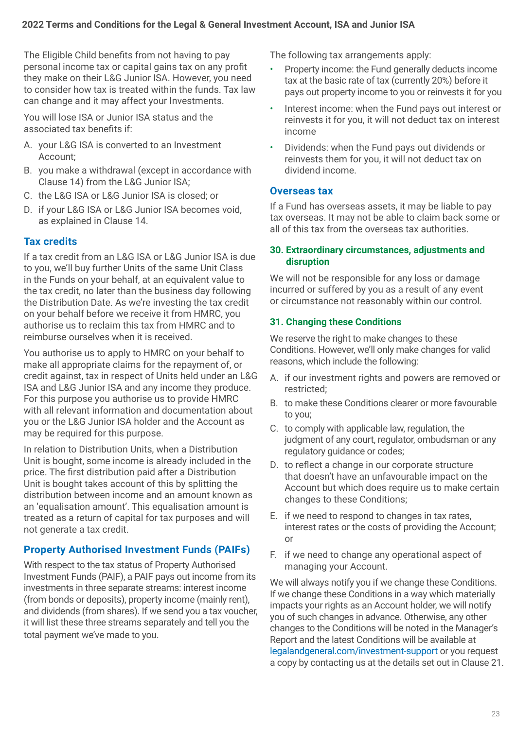The Eligible Child benefits from not having to pay personal income tax or capital gains tax on any profit they make on their L&G Junior ISA. However, you need to consider how tax is treated within the funds. Tax law can change and it may affect your Investments.

You will lose ISA or Junior ISA status and the associated tax benefits if:

A. your L&G ISA is converted to an Investment Account;
B. you make a withdrawal (except in accordance with Clause 14) from the L&G Junior ISA;
C. the L&G ISA or L&G Junior ISA is closed; or
D. if your L&G ISA or L&G Junior ISA becomes void, as explained in Clause 14.

### Tax credits

If a tax credit from an L&G ISA or L&G Junior ISA is due to you, we'll buy further Units of the same Unit Class in the Funds on your behalf, at an equivalent value to the tax credit, no later than the business day following the Distribution Date. As we're investing the tax credit on your behalf before we receive it from HMRC, you authorise us to reclaim this tax from HMRC and to reimburse ourselves when it is received.

You authorise us to apply to HMRC on your behalf to make all appropriate claims for the repayment of, or credit against, tax in respect of Units held under an L&G ISA and L&G Junior ISA and any income they produce. For this purpose you authorise us to provide HMRC with all relevant information and documentation about you or the L&G Junior ISA holder and the Account as may be required for this purpose.

In relation to Distribution Units, when a Distribution Unit is bought, some income is already included in the price. The first distribution paid after a Distribution Unit is bought takes account of this by splitting the distribution between income and an amount known as an 'equalisation amount'. This equalisation amount is treated as a return of capital for tax purposes and will not generate a tax credit.

### Property Authorised Investment Funds (PAIFs)

With respect to the tax status of Property Authorised Investment Funds (PAIF), a PAIF pays out income from its investments in three separate streams: interest income (from bonds or deposits), property income (mainly rent), and dividends (from shares). If we send you a tax voucher, it will list these three streams separately and tell you the total payment we've made to you.

The following tax arrangements apply:

- Property income: the Fund generally deducts income tax at the basic rate of tax (currently 20%) before it pays out property income to you or reinvests it for you
- Interest income: when the Fund pays out interest or reinvests it for you, it will not deduct tax on interest income
- Dividends: when the Fund pays out dividends or reinvests them for you, it will not deduct tax on dividend income.

### Overseas tax

If a Fund has overseas assets, it may be liable to pay tax overseas. It may not be able to claim back some or all of this tax from the overseas tax authorities.

## 30. Extraordinary circumstances, adjustments and disruption

We will not be responsible for any loss or damage incurred or suffered by you as a result of any event or circumstance not reasonably within our control.

## 31. Changing these Conditions

We reserve the right to make changes to these Conditions. However, we'll only make changes for valid reasons, which include the following:

A. if our investment rights and powers are removed or restricted;
B. to make these Conditions clearer or more favourable to you;
C. to comply with applicable law, regulation, the judgment of any court, regulator, ombudsman or any regulatory guidance or codes;
D. to reflect a change in our corporate structure that doesn't have an unfavourable impact on the Account but which does require us to make certain changes to these Conditions;
E. if we need to respond to changes in tax rates, interest rates or the costs of providing the Account; or
F. if we need to change any operational aspect of managing your Account.

We will always notify you if we change these Conditions. If we change these Conditions in a way which materially impacts your rights as an Account holder, we will notify you of such changes in advance. Otherwise, any other changes to the Conditions will be noted in the Manager's Report and the latest Conditions will be available at legalandgeneral.com/investment-support or you request a copy by contacting us at the details set out in Clause 21.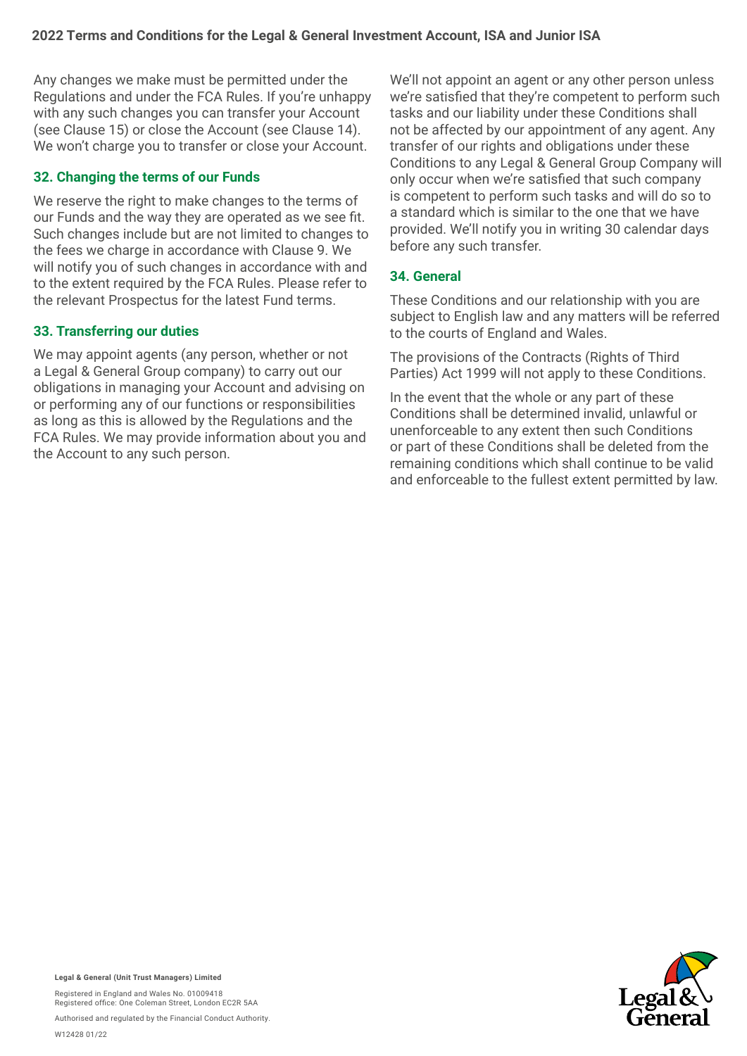Any changes we make must be permitted under the Regulations and under the FCA Rules. If you're unhappy with any such changes you can transfer your Account (see Clause 15) or close the Account (see Clause 14). We won't charge you to transfer or close your Account.

## 32. Changing the terms of our Funds

We reserve the right to make changes to the terms of our Funds and the way they are operated as we see fit. Such changes include but are not limited to changes to the fees we charge in accordance with Clause 9. We will notify you of such changes in accordance with and to the extent required by the FCA Rules. Please refer to the relevant Prospectus for the latest Fund terms.

## 33. Transferring our duties

We may appoint agents (any person, whether or not a Legal & General Group company) to carry out our obligations in managing your Account and advising on or performing any of our functions or responsibilities as long as this is allowed by the Regulations and the FCA Rules. We may provide information about you and the Account to any such person.

We'll not appoint an agent or any other person unless we're satisfied that they're competent to perform such tasks and our liability under these Conditions shall not be affected by our appointment of any agent. Any transfer of our rights and obligations under these Conditions to any Legal & General Group Company will only occur when we're satisfied that such company is competent to perform such tasks and will do so to a standard which is similar to the one that we have provided. We'll notify you in writing 30 calendar days before any such transfer.

## 34. General

These Conditions and our relationship with you are subject to English law and any matters will be referred to the courts of England and Wales.

The provisions of the Contracts (Rights of Third Parties) Act 1999 will not apply to these Conditions.

In the event that the whole or any part of these Conditions shall be determined invalid, unlawful or unenforceable to any extent then such Conditions or part of these Conditions shall be deleted from the remaining conditions which shall continue to be valid and enforceable to the fullest extent permitted by law.

**Legal & General (Unit Trust Managers) Limited**

Registered in England and Wales No. 01009418
Registered office: One Coleman Street, London EC2R 5AA

Authorised and regulated by the Financial Conduct Authority.

W12428 01/22